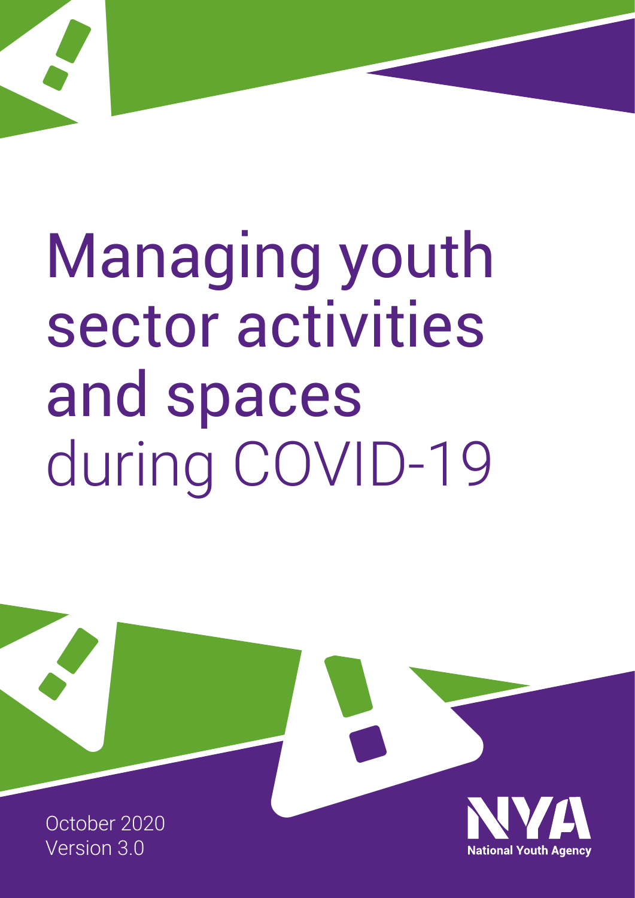# Managing youth sector activities and spaces during COVID-19

October 2020
Version 3.0

National Youth Agency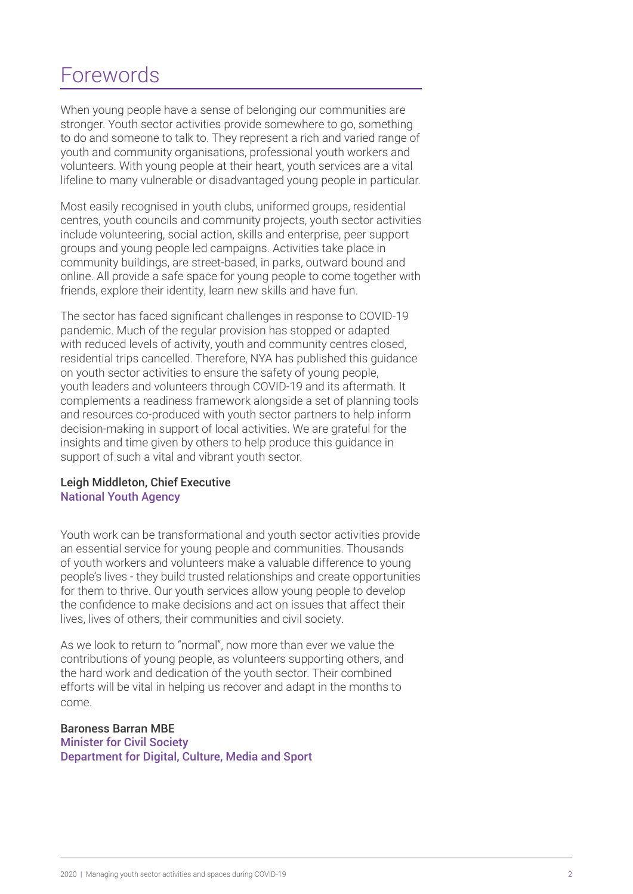# Forewords

When young people have a sense of belonging our communities are stronger. Youth sector activities provide somewhere to go, something to do and someone to talk to. They represent a rich and varied range of youth and community organisations, professional youth workers and volunteers. With young people at their heart, youth services are a vital lifeline to many vulnerable or disadvantaged young people in particular.

Most easily recognised in youth clubs, uniformed groups, residential centres, youth councils and community projects, youth sector activities include volunteering, social action, skills and enterprise, peer support groups and young people led campaigns. Activities take place in community buildings, are street-based, in parks, outward bound and online. All provide a safe space for young people to come together with friends, explore their identity, learn new skills and have fun.

The sector has faced significant challenges in response to COVID-19 pandemic. Much of the regular provision has stopped or adapted with reduced levels of activity, youth and community centres closed, residential trips cancelled. Therefore, NYA has published this guidance on youth sector activities to ensure the safety of young people, youth leaders and volunteers through COVID-19 and its aftermath. It complements a readiness framework alongside a set of planning tools and resources co-produced with youth sector partners to help inform decision-making in support of local activities. We are grateful for the insights and time given by others to help produce this guidance in support of such a vital and vibrant youth sector.

**Leigh Middleton, Chief Executive**
**National Youth Agency**

Youth work can be transformational and youth sector activities provide an essential service for young people and communities. Thousands of youth workers and volunteers make a valuable difference to young people's lives - they build trusted relationships and create opportunities for them to thrive. Our youth services allow young people to develop the confidence to make decisions and act on issues that affect their lives, lives of others, their communities and civil society.

As we look to return to "normal", now more than ever we value the contributions of young people, as volunteers supporting others, and the hard work and dedication of the youth sector. Their combined efforts will be vital in helping us recover and adapt in the months to come.

**Baroness Barran MBE**
**Minister for Civil Society**
**Department for Digital, Culture, Media and Sport**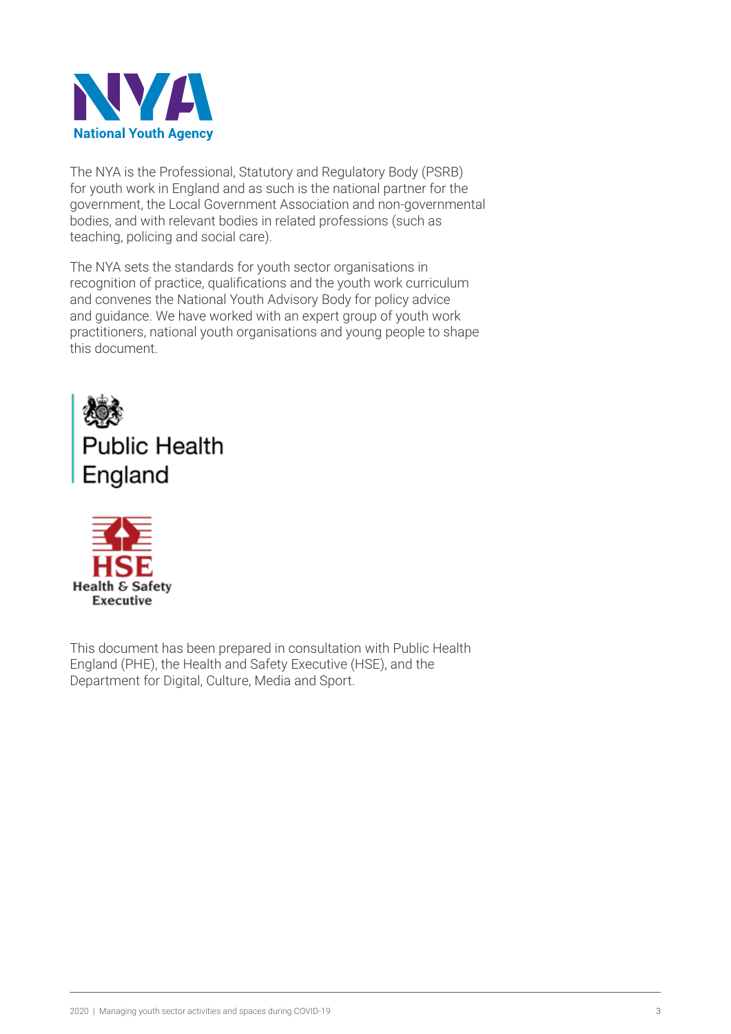The NYA is the Professional, Statutory and Regulatory Body (PSRB) for youth work in England and as such is the national partner for the government, the Local Government Association and non-governmental bodies, and with relevant bodies in related professions (such as teaching, policing and social care).

The NYA sets the standards for youth sector organisations in recognition of practice, qualifications and the youth work curriculum and convenes the National Youth Advisory Body for policy advice and guidance. We have worked with an expert group of youth work practitioners, national youth organisations and young people to shape this document.

This document has been prepared in consultation with Public Health England (PHE), the Health and Safety Executive (HSE), and the Department for Digital, Culture, Media and Sport.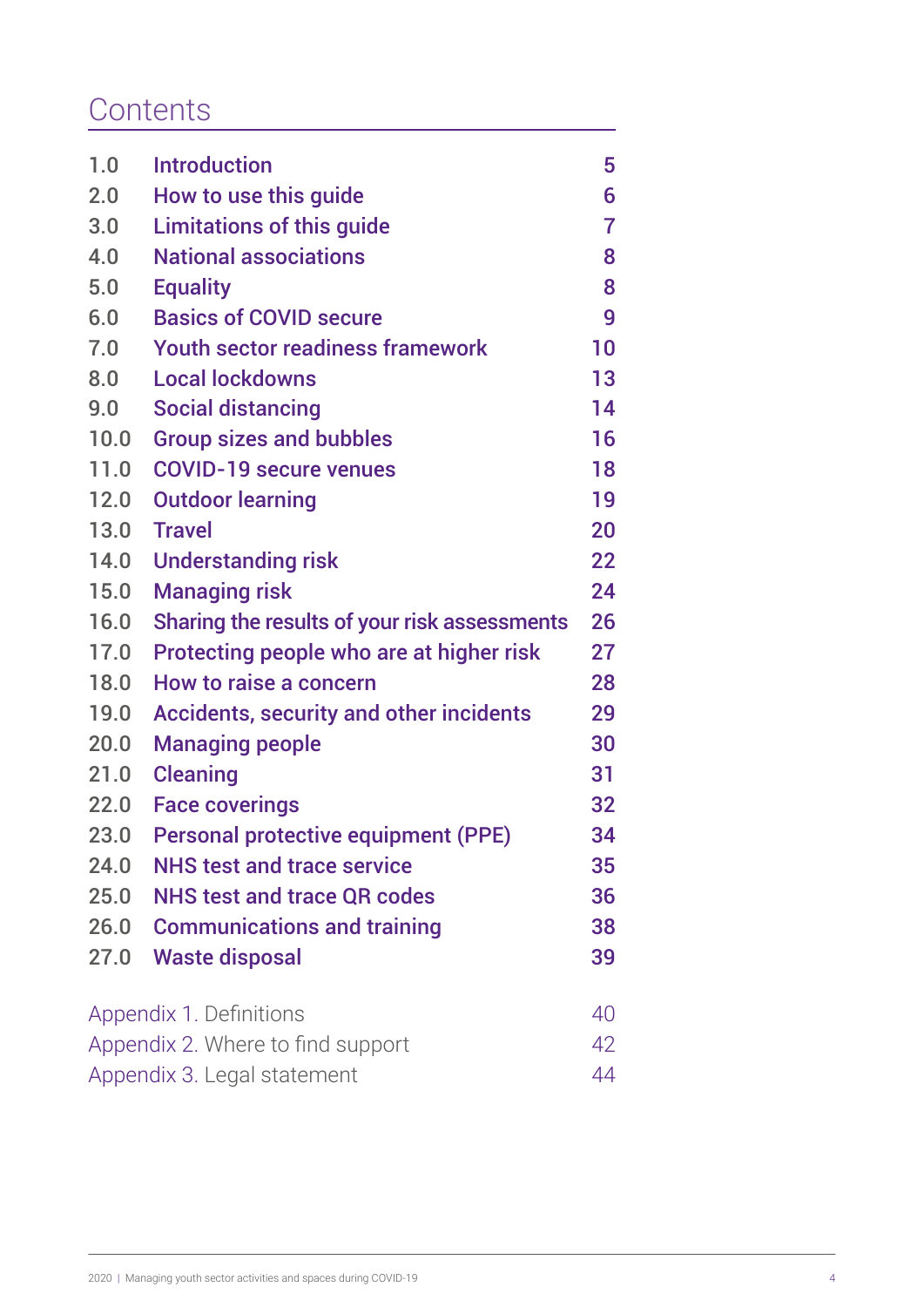# Contents

| | | |
|---|---|---|
| 1.0 | Introduction | 5 |
| 2.0 | How to use this guide | 6 |
| 3.0 | Limitations of this guide | 7 |
| 4.0 | National associations | 8 |
| 5.0 | Equality | 8 |
| 6.0 | Basics of COVID secure | 9 |
| 7.0 | Youth sector readiness framework | 10 |
| 8.0 | Local lockdowns | 13 |
| 9.0 | Social distancing | 14 |
| 10.0 | Group sizes and bubbles | 16 |
| 11.0 | COVID-19 secure venues | 18 |
| 12.0 | Outdoor learning | 19 |
| 13.0 | Travel | 20 |
| 14.0 | Understanding risk | 22 |
| 15.0 | Managing risk | 24 |
| 16.0 | Sharing the results of your risk assessments | 26 |
| 17.0 | Protecting people who are at higher risk | 27 |
| 18.0 | How to raise a concern | 28 |
| 19.0 | Accidents, security and other incidents | 29 |
| 20.0 | Managing people | 30 |
| 21.0 | Cleaning | 31 |
| 22.0 | Face coverings | 32 |
| 23.0 | Personal protective equipment (PPE) | 34 |
| 24.0 | NHS test and trace service | 35 |
| 25.0 | NHS test and trace QR codes | 36 |
| 26.0 | Communications and training | 38 |
| 27.0 | Waste disposal | 39 |

| | |
|---|---|
| Appendix 1. Definitions | 40 |
| Appendix 2. Where to find support | 42 |
| Appendix 3. Legal statement | 44 |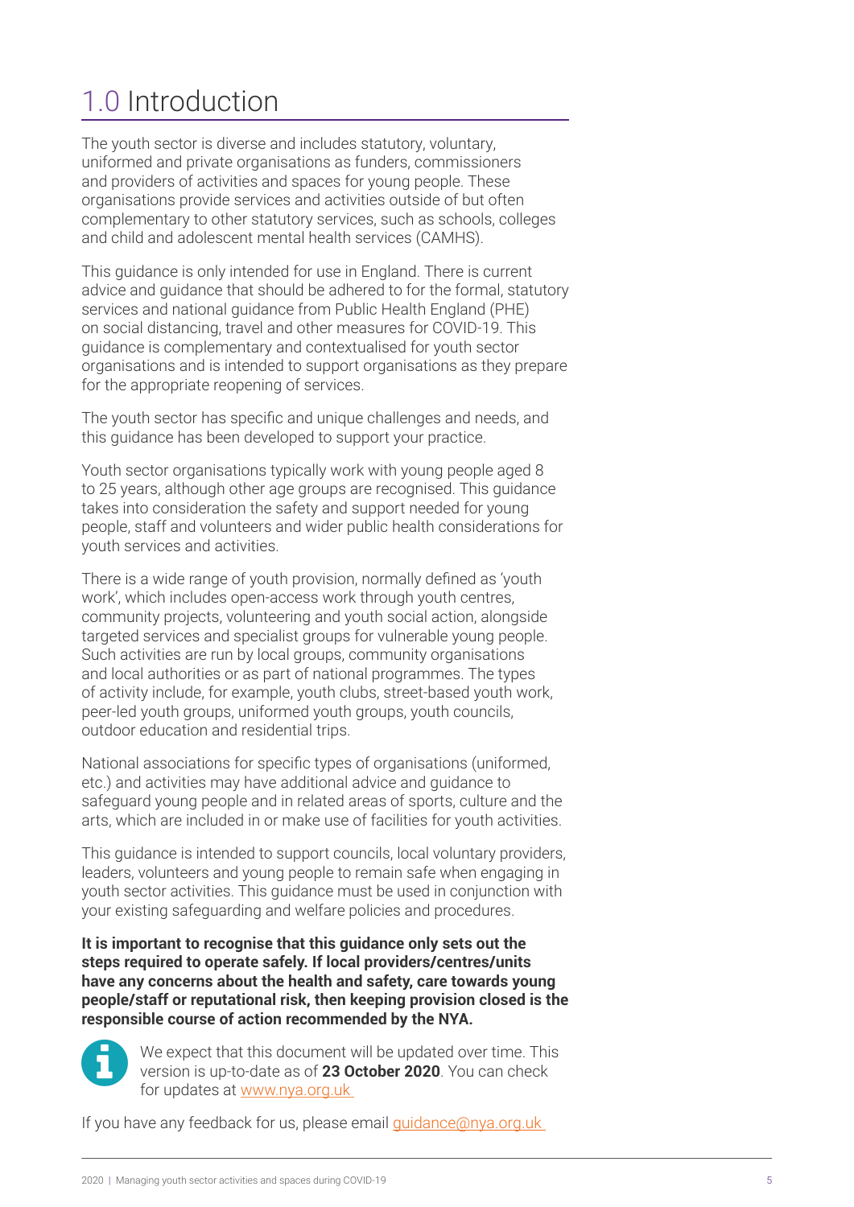# 1.0 Introduction

The youth sector is diverse and includes statutory, voluntary, uniformed and private organisations as funders, commissioners and providers of activities and spaces for young people. These organisations provide services and activities outside of but often complementary to other statutory services, such as schools, colleges and child and adolescent mental health services (CAMHS).

This guidance is only intended for use in England. There is current advice and guidance that should be adhered to for the formal, statutory services and national guidance from Public Health England (PHE) on social distancing, travel and other measures for COVID-19. This guidance is complementary and contextualised for youth sector organisations and is intended to support organisations as they prepare for the appropriate reopening of services.

The youth sector has specific and unique challenges and needs, and this guidance has been developed to support your practice.

Youth sector organisations typically work with young people aged 8 to 25 years, although other age groups are recognised. This guidance takes into consideration the safety and support needed for young people, staff and volunteers and wider public health considerations for youth services and activities.

There is a wide range of youth provision, normally defined as 'youth work', which includes open-access work through youth centres, community projects, volunteering and youth social action, alongside targeted services and specialist groups for vulnerable young people. Such activities are run by local groups, community organisations and local authorities or as part of national programmes. The types of activity include, for example, youth clubs, street-based youth work, peer-led youth groups, uniformed youth groups, youth councils, outdoor education and residential trips.

National associations for specific types of organisations (uniformed, etc.) and activities may have additional advice and guidance to safeguard young people and in related areas of sports, culture and the arts, which are included in or make use of facilities for youth activities.

This guidance is intended to support councils, local voluntary providers, leaders, volunteers and young people to remain safe when engaging in youth sector activities. This guidance must be used in conjunction with your existing safeguarding and welfare policies and procedures.

**It is important to recognise that this guidance only sets out the steps required to operate safely. If local providers/centres/units have any concerns about the health and safety, care towards young people/staff or reputational risk, then keeping provision closed is the responsible course of action recommended by the NYA.**

We expect that this document will be updated over time. This version is up-to-date as of **23 October 2020**. You can check for updates at www.nya.org.uk

If you have any feedback for us, please email guidance@nya.org.uk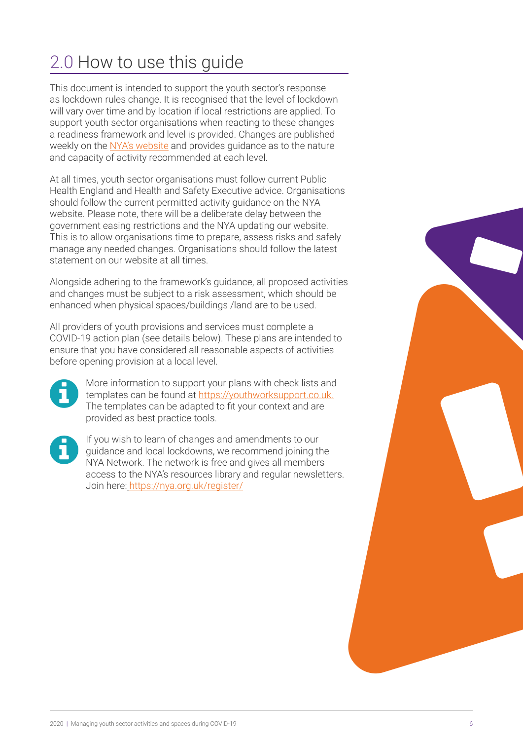## 2.0 How to use this guide

This document is intended to support the youth sector's response as lockdown rules change. It is recognised that the level of lockdown will vary over time and by location if local restrictions are applied. To support youth sector organisations when reacting to these changes a readiness framework and level is provided. Changes are published weekly on the NYA's website and provides guidance as to the nature and capacity of activity recommended at each level.

At all times, youth sector organisations must follow current Public Health England and Health and Safety Executive advice. Organisations should follow the current permitted activity guidance on the NYA website. Please note, there will be a deliberate delay between the government easing restrictions and the NYA updating our website. This is to allow organisations time to prepare, assess risks and safely manage any needed changes. Organisations should follow the latest statement on our website at all times.

Alongside adhering to the framework's guidance, all proposed activities and changes must be subject to a risk assessment, which should be enhanced when physical spaces/buildings /land are to be used.

All providers of youth provisions and services must complete a COVID-19 action plan (see details below). These plans are intended to ensure that you have considered all reasonable aspects of activities before opening provision at a local level.

More information to support your plans with check lists and templates can be found at https://youthworksupport.co.uk. The templates can be adapted to fit your context and are provided as best practice tools.

If you wish to learn of changes and amendments to our guidance and local lockdowns, we recommend joining the NYA Network. The network is free and gives all members access to the NYA's resources library and regular newsletters. Join here: https://nya.org.uk/register/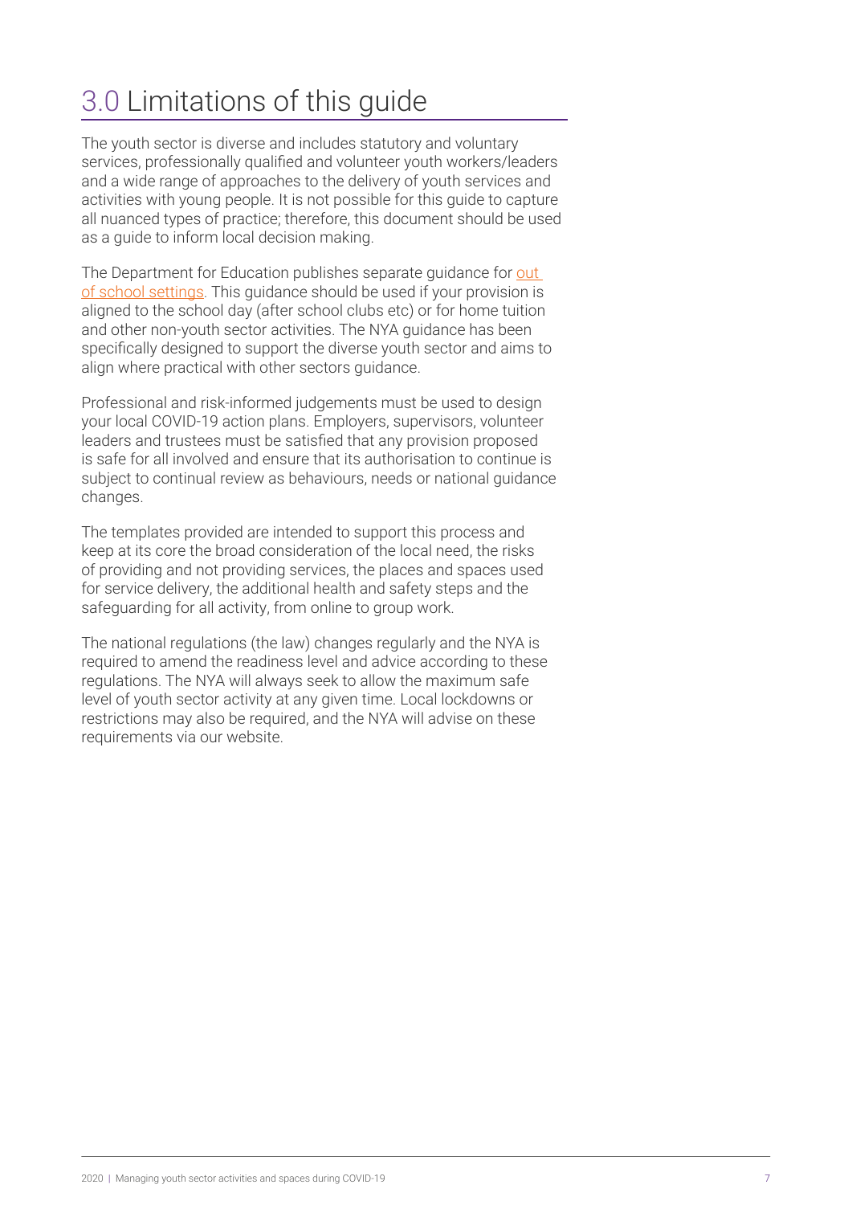# 3.0 Limitations of this guide

The youth sector is diverse and includes statutory and voluntary services, professionally qualified and volunteer youth workers/leaders and a wide range of approaches to the delivery of youth services and activities with young people. It is not possible for this guide to capture all nuanced types of practice; therefore, this document should be used as a guide to inform local decision making.

The Department for Education publishes separate guidance for out of school settings. This guidance should be used if your provision is aligned to the school day (after school clubs etc) or for home tuition and other non-youth sector activities. The NYA guidance has been specifically designed to support the diverse youth sector and aims to align where practical with other sectors guidance.

Professional and risk-informed judgements must be used to design your local COVID-19 action plans. Employers, supervisors, volunteer leaders and trustees must be satisfied that any provision proposed is safe for all involved and ensure that its authorisation to continue is subject to continual review as behaviours, needs or national guidance changes.

The templates provided are intended to support this process and keep at its core the broad consideration of the local need, the risks of providing and not providing services, the places and spaces used for service delivery, the additional health and safety steps and the safeguarding for all activity, from online to group work.

The national regulations (the law) changes regularly and the NYA is required to amend the readiness level and advice according to these regulations. The NYA will always seek to allow the maximum safe level of youth sector activity at any given time. Local lockdowns or restrictions may also be required, and the NYA will advise on these requirements via our website.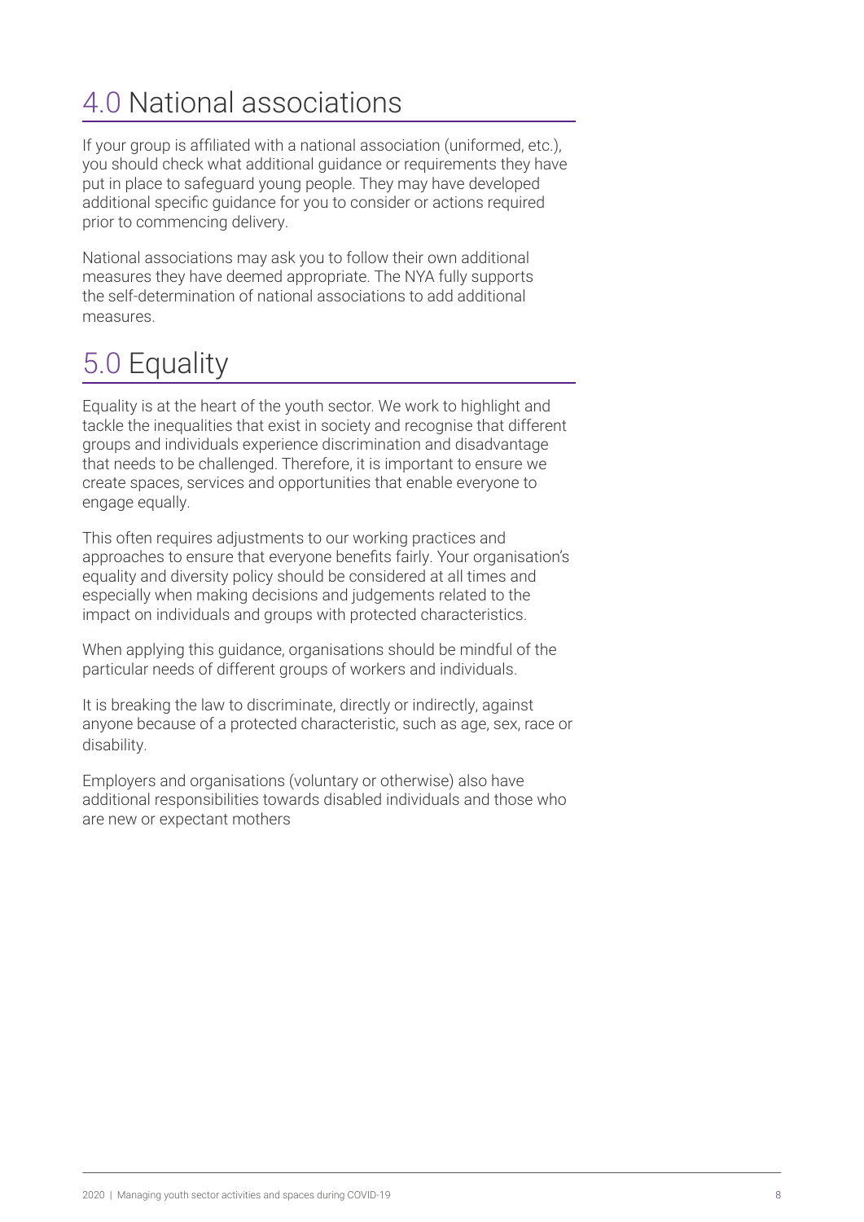## 4.0 National associations

If your group is affiliated with a national association (uniformed, etc.), you should check what additional guidance or requirements they have put in place to safeguard young people. They may have developed additional specific guidance for you to consider or actions required prior to commencing delivery.

National associations may ask you to follow their own additional measures they have deemed appropriate. The NYA fully supports the self-determination of national associations to add additional measures.

## 5.0 Equality

Equality is at the heart of the youth sector. We work to highlight and tackle the inequalities that exist in society and recognise that different groups and individuals experience discrimination and disadvantage that needs to be challenged. Therefore, it is important to ensure we create spaces, services and opportunities that enable everyone to engage equally.

This often requires adjustments to our working practices and approaches to ensure that everyone benefits fairly. Your organisation's equality and diversity policy should be considered at all times and especially when making decisions and judgements related to the impact on individuals and groups with protected characteristics.

When applying this guidance, organisations should be mindful of the particular needs of different groups of workers and individuals.

It is breaking the law to discriminate, directly or indirectly, against anyone because of a protected characteristic, such as age, sex, race or disability.

Employers and organisations (voluntary or otherwise) also have additional responsibilities towards disabled individuals and those who are new or expectant mothers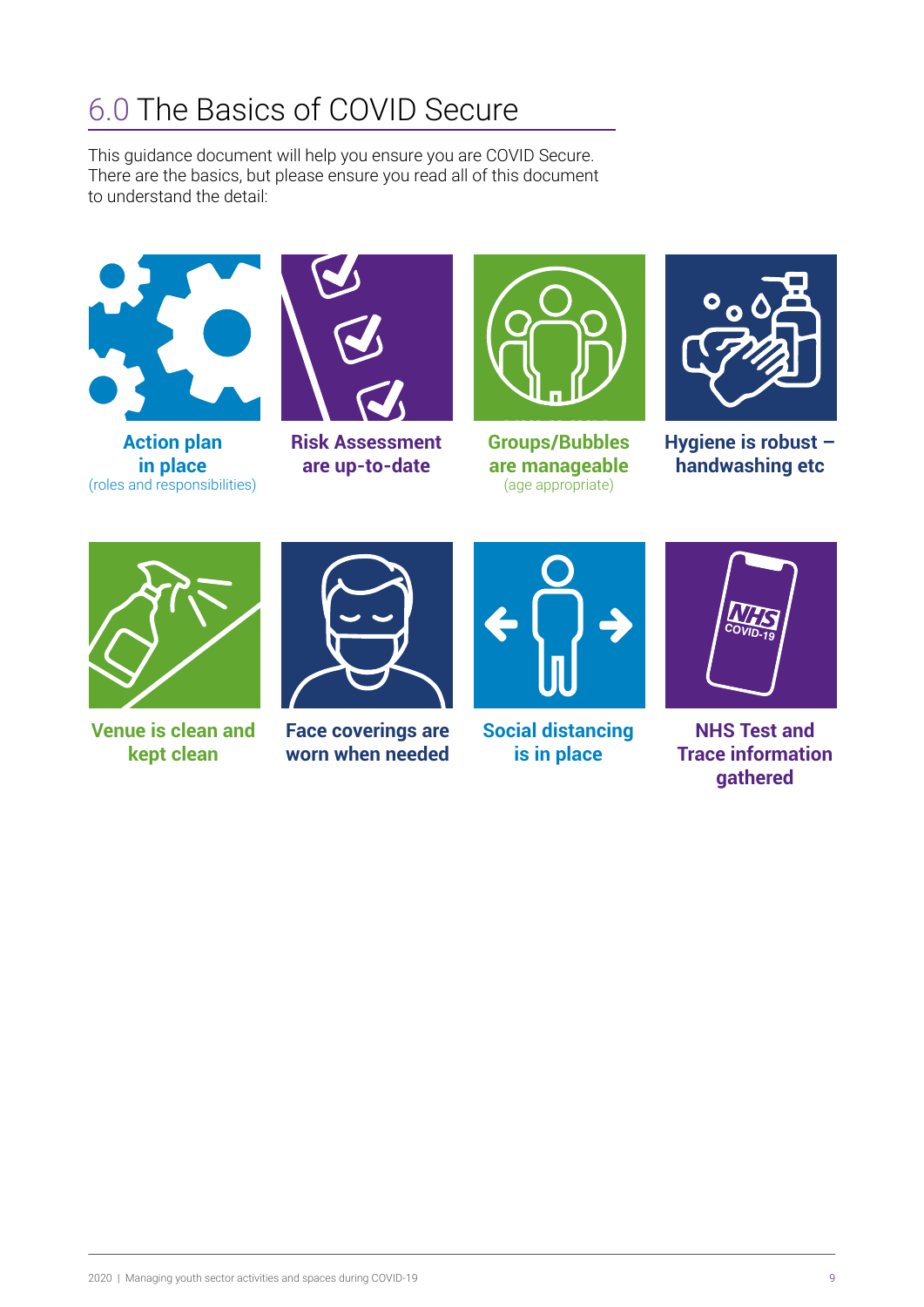# 6.0 The Basics of COVID Secure

This guidance document will help you ensure you are COVID Secure. There are the basics, but please ensure you read all of this document to understand the detail:

**Action plan in place**
(roles and responsibilities)

**Risk Assessment are up-to-date**

**Groups/Bubbles are manageable**
(age appropriate)

**Hygiene is robust – handwashing etc**

**Venue is clean and kept clean**

**Face coverings are worn when needed**

**Social distancing is in place**

**NHS Test and Trace information gathered**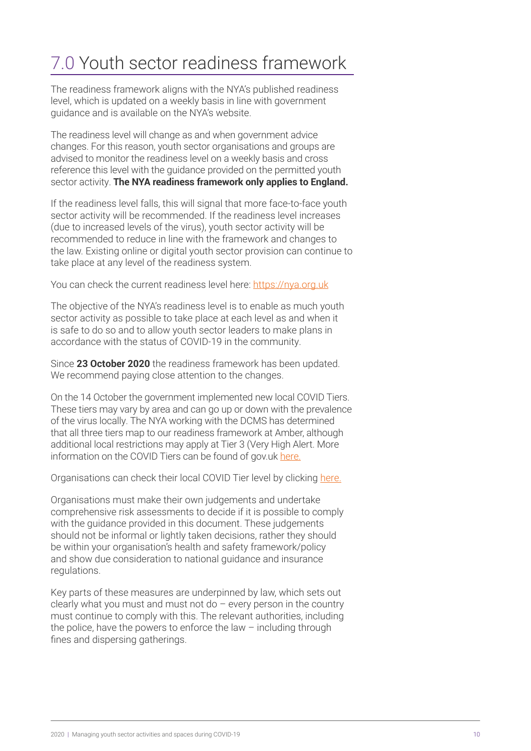# 7.0 Youth sector readiness framework

The readiness framework aligns with the NYA's published readiness level, which is updated on a weekly basis in line with government guidance and is available on the NYA's website.

The readiness level will change as and when government advice changes. For this reason, youth sector organisations and groups are advised to monitor the readiness level on a weekly basis and cross reference this level with the guidance provided on the permitted youth sector activity. **The NYA readiness framework only applies to England.**

If the readiness level falls, this will signal that more face-to-face youth sector activity will be recommended. If the readiness level increases (due to increased levels of the virus), youth sector activity will be recommended to reduce in line with the framework and changes to the law. Existing online or digital youth sector provision can continue to take place at any level of the readiness system.

You can check the current readiness level here: https://nya.org.uk

The objective of the NYA's readiness level is to enable as much youth sector activity as possible to take place at each level as and when it is safe to do so and to allow youth sector leaders to make plans in accordance with the status of COVID-19 in the community.

Since **23 October 2020** the readiness framework has been updated. We recommend paying close attention to the changes.

On the 14 October the government implemented new local COVID Tiers. These tiers may vary by area and can go up or down with the prevalence of the virus locally. The NYA working with the DCMS has determined that all three tiers map to our readiness framework at Amber, although additional local restrictions may apply at Tier 3 (Very High Alert. More information on the COVID Tiers can be found of gov.uk here.

Organisations can check their local COVID Tier level by clicking here.

Organisations must make their own judgements and undertake comprehensive risk assessments to decide if it is possible to comply with the guidance provided in this document. These judgements should not be informal or lightly taken decisions, rather they should be within your organisation's health and safety framework/policy and show due consideration to national guidance and insurance regulations.

Key parts of these measures are underpinned by law, which sets out clearly what you must and must not do – every person in the country must continue to comply with this. The relevant authorities, including the police, have the powers to enforce the law – including through fines and dispersing gatherings.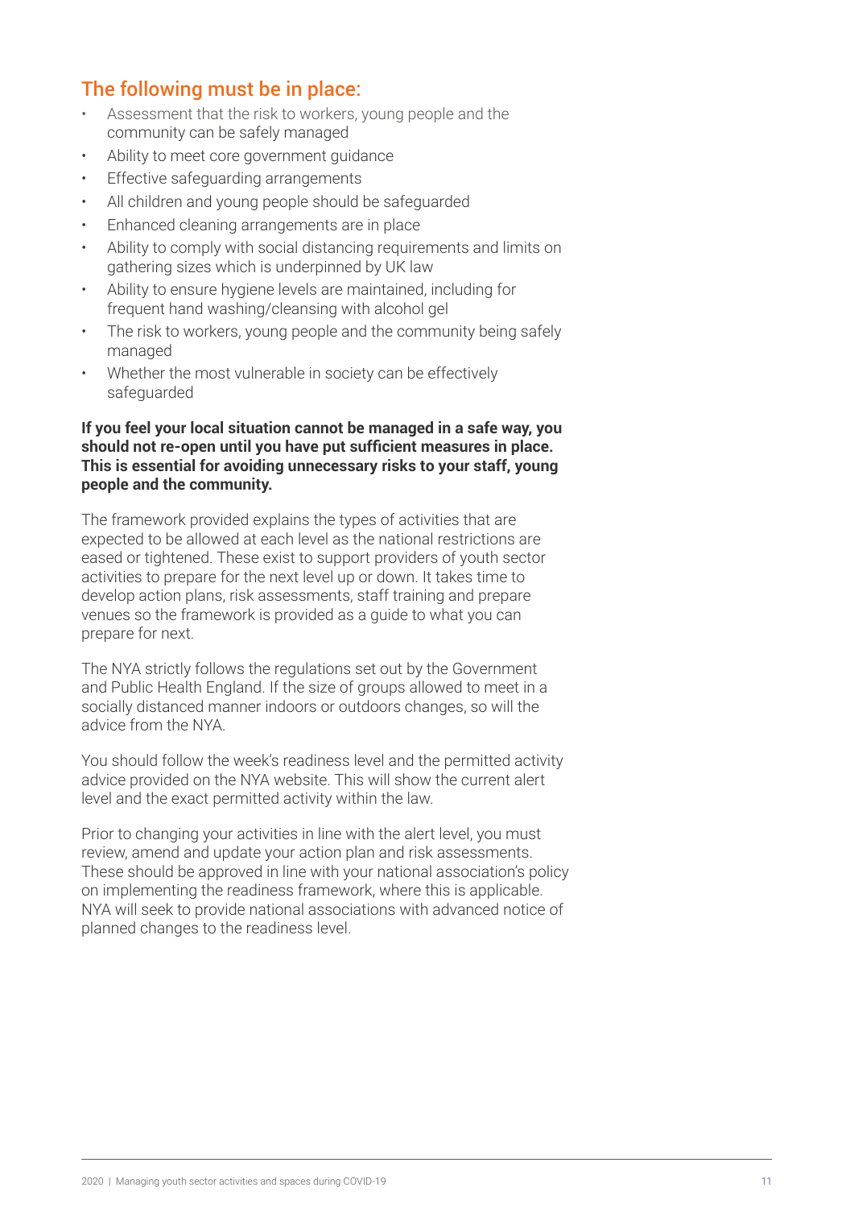## The following must be in place:

- Assessment that the risk to workers, young people and the community can be safely managed
- Ability to meet core government guidance
- Effective safeguarding arrangements
- All children and young people should be safeguarded
- Enhanced cleaning arrangements are in place
- Ability to comply with social distancing requirements and limits on gathering sizes which is underpinned by UK law
- Ability to ensure hygiene levels are maintained, including for frequent hand washing/cleansing with alcohol gel
- The risk to workers, young people and the community being safely managed
- Whether the most vulnerable in society can be effectively safeguarded

**If you feel your local situation cannot be managed in a safe way, you should not re-open until you have put sufficient measures in place. This is essential for avoiding unnecessary risks to your staff, young people and the community.**

The framework provided explains the types of activities that are expected to be allowed at each level as the national restrictions are eased or tightened. These exist to support providers of youth sector activities to prepare for the next level up or down. It takes time to develop action plans, risk assessments, staff training and prepare venues so the framework is provided as a guide to what you can prepare for next.

The NYA strictly follows the regulations set out by the Government and Public Health England. If the size of groups allowed to meet in a socially distanced manner indoors or outdoors changes, so will the advice from the NYA.

You should follow the week's readiness level and the permitted activity advice provided on the NYA website. This will show the current alert level and the exact permitted activity within the law.

Prior to changing your activities in line with the alert level, you must review, amend and update your action plan and risk assessments. These should be approved in line with your national association's policy on implementing the readiness framework, where this is applicable. NYA will seek to provide national associations with advanced notice of planned changes to the readiness level.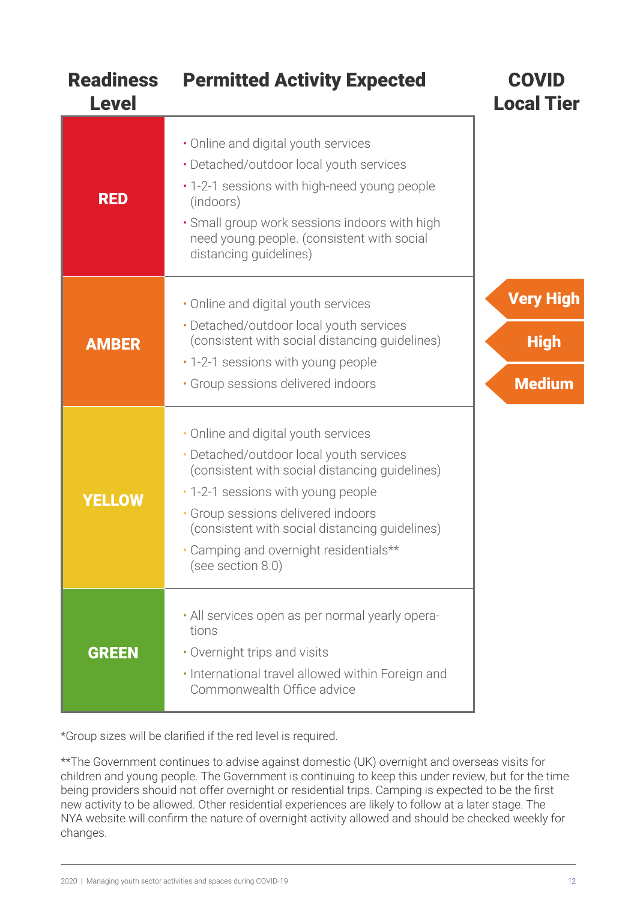| Readiness Level | Permitted Activity Expected | COVID Local Tier |
|---|---|---|
| **RED** | • Online and digital youth services<br>• Detached/outdoor local youth services<br>• 1-2-1 sessions with high-need young people (indoors)<br>• Small group work sessions indoors with high need young people. (consistent with social distancing guidelines) | |
| **AMBER** | • Online and digital youth services<br>• Detached/outdoor local youth services (consistent with social distancing guidelines)<br>• 1-2-1 sessions with young people<br>• Group sessions delivered indoors | **Very High**<br>**High**<br>**Medium** |
| **YELLOW** | • Online and digital youth services<br>• Detached/outdoor local youth services (consistent with social distancing guidelines)<br>• 1-2-1 sessions with young people<br>• Group sessions delivered indoors (consistent with social distancing guidelines)<br>• Camping and overnight residentials** (see section 8.0) | |
| **GREEN** | • All services open as per normal yearly operations<br>• Overnight trips and visits<br>• International travel allowed within Foreign and Commonwealth Office advice | |

*Group sizes will be clarified if the red level is required.

**The Government continues to advise against domestic (UK) overnight and overseas visits for children and young people. The Government is continuing to keep this under review, but for the time being providers should not offer overnight or residential trips. Camping is expected to be the first new activity to be allowed. Other residential experiences are likely to follow at a later stage. The NYA website will confirm the nature of overnight activity allowed and should be checked weekly for changes.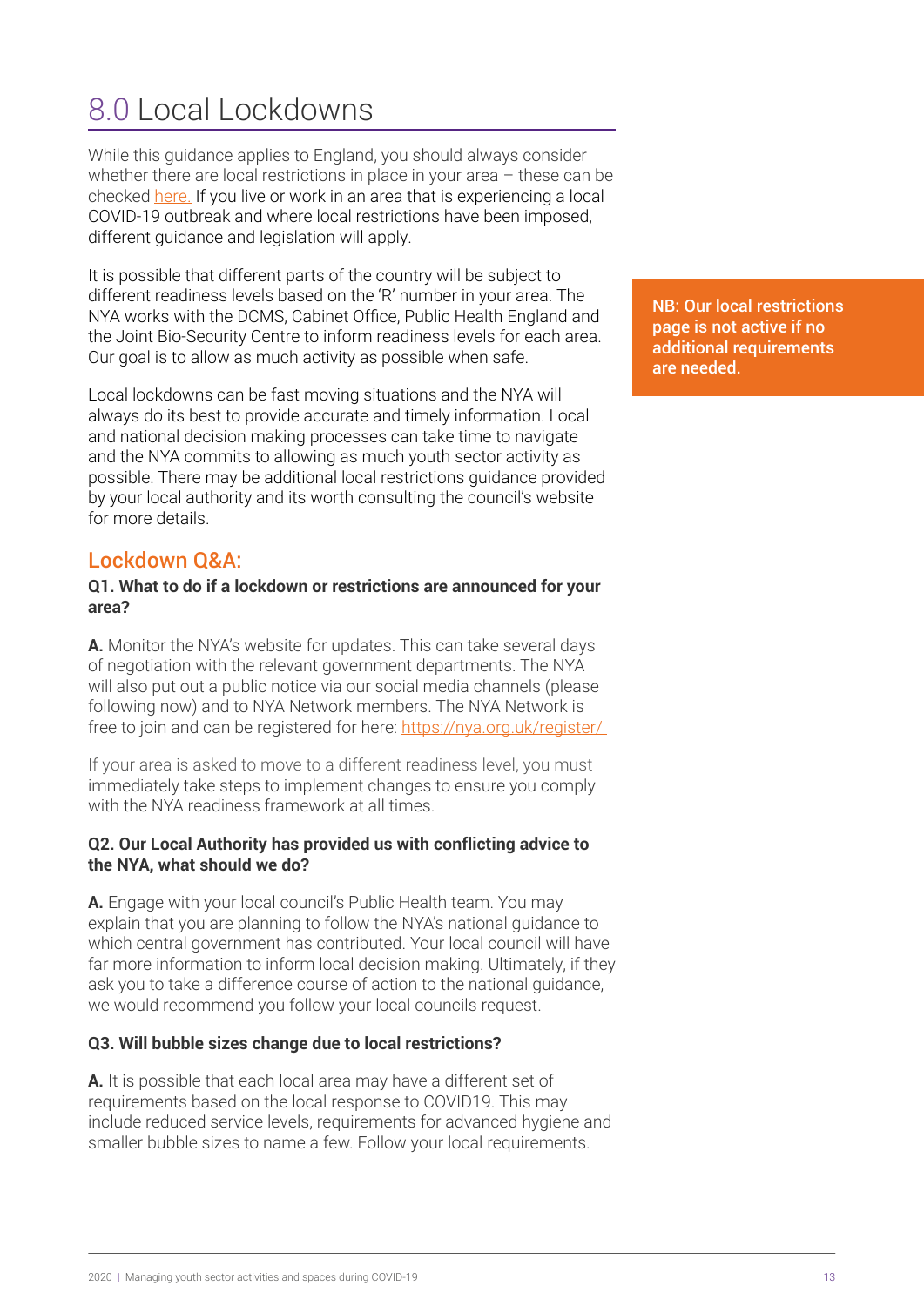# 8.0 Local Lockdowns

While this guidance applies to England, you should always consider whether there are local restrictions in place in your area – these can be checked here. If you live or work in an area that is experiencing a local COVID-19 outbreak and where local restrictions have been imposed, different guidance and legislation will apply.

It is possible that different parts of the country will be subject to different readiness levels based on the 'R' number in your area. The NYA works with the DCMS, Cabinet Office, Public Health England and the Joint Bio-Security Centre to inform readiness levels for each area. Our goal is to allow as much activity as possible when safe.

Local lockdowns can be fast moving situations and the NYA will always do its best to provide accurate and timely information. Local and national decision making processes can take time to navigate and the NYA commits to allowing as much youth sector activity as possible. There may be additional local restrictions guidance provided by your local authority and its worth consulting the council's website for more details.

**NB: Our local restrictions page is not active if no additional requirements are needed.**

## Lockdown Q&A:

**Q1. What to do if a lockdown or restrictions are announced for your area?**

**A.** Monitor the NYA's website for updates. This can take several days of negotiation with the relevant government departments. The NYA will also put out a public notice via our social media channels (please following now) and to NYA Network members. The NYA Network is free to join and can be registered for here: https://nya.org.uk/register/

If your area is asked to move to a different readiness level, you must immediately take steps to implement changes to ensure you comply with the NYA readiness framework at all times.

**Q2. Our Local Authority has provided us with conflicting advice to the NYA, what should we do?**

**A.** Engage with your local council's Public Health team. You may explain that you are planning to follow the NYA's national guidance to which central government has contributed. Your local council will have far more information to inform local decision making. Ultimately, if they ask you to take a difference course of action to the national guidance, we would recommend you follow your local councils request.

**Q3. Will bubble sizes change due to local restrictions?**

**A.** It is possible that each local area may have a different set of requirements based on the local response to COVID19. This may include reduced service levels, requirements for advanced hygiene and smaller bubble sizes to name a few. Follow your local requirements.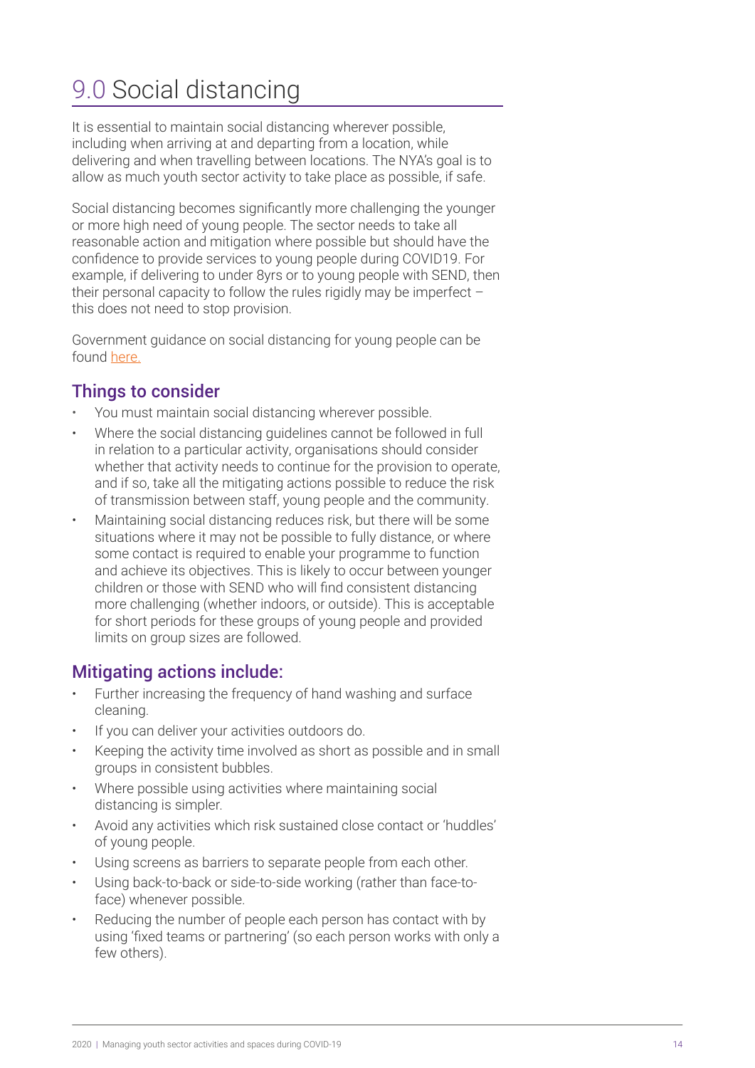# 9.0 Social distancing

It is essential to maintain social distancing wherever possible, including when arriving at and departing from a location, while delivering and when travelling between locations. The NYA's goal is to allow as much youth sector activity to take place as possible, if safe.

Social distancing becomes significantly more challenging the younger or more high need of young people. The sector needs to take all reasonable action and mitigation where possible but should have the confidence to provide services to young people during COVID19. For example, if delivering to under 8yrs or to young people with SEND, then their personal capacity to follow the rules rigidly may be imperfect – this does not need to stop provision.

Government guidance on social distancing for young people can be found here.

## Things to consider

- You must maintain social distancing wherever possible.
- Where the social distancing guidelines cannot be followed in full in relation to a particular activity, organisations should consider whether that activity needs to continue for the provision to operate, and if so, take all the mitigating actions possible to reduce the risk of transmission between staff, young people and the community.
- Maintaining social distancing reduces risk, but there will be some situations where it may not be possible to fully distance, or where some contact is required to enable your programme to function and achieve its objectives. This is likely to occur between younger children or those with SEND who will find consistent distancing more challenging (whether indoors, or outside). This is acceptable for short periods for these groups of young people and provided limits on group sizes are followed.

## Mitigating actions include:

- Further increasing the frequency of hand washing and surface cleaning.
- If you can deliver your activities outdoors do.
- Keeping the activity time involved as short as possible and in small groups in consistent bubbles.
- Where possible using activities where maintaining social distancing is simpler.
- Avoid any activities which risk sustained close contact or 'huddles' of young people.
- Using screens as barriers to separate people from each other.
- Using back-to-back or side-to-side working (rather than face-to-face) whenever possible.
- Reducing the number of people each person has contact with by using 'fixed teams or partnering' (so each person works with only a few others).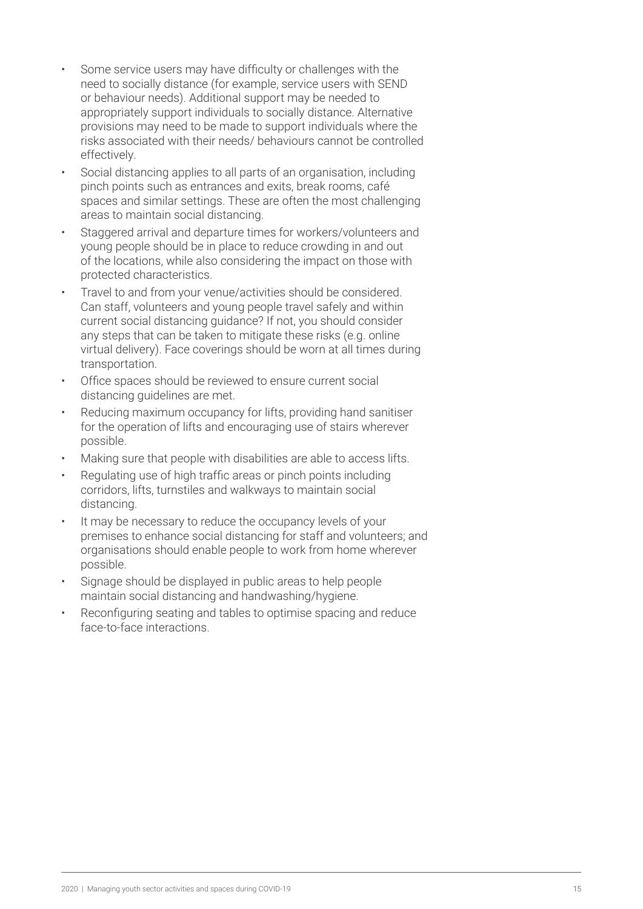- Some service users may have difficulty or challenges with the need to socially distance (for example, service users with SEND or behaviour needs). Additional support may be needed to appropriately support individuals to socially distance. Alternative provisions may need to be made to support individuals where the risks associated with their needs/ behaviours cannot be controlled effectively.
- Social distancing applies to all parts of an organisation, including pinch points such as entrances and exits, break rooms, café spaces and similar settings. These are often the most challenging areas to maintain social distancing.
- Staggered arrival and departure times for workers/volunteers and young people should be in place to reduce crowding in and out of the locations, while also considering the impact on those with protected characteristics.
- Travel to and from your venue/activities should be considered. Can staff, volunteers and young people travel safely and within current social distancing guidance? If not, you should consider any steps that can be taken to mitigate these risks (e.g. online virtual delivery). Face coverings should be worn at all times during transportation.
- Office spaces should be reviewed to ensure current social distancing guidelines are met.
- Reducing maximum occupancy for lifts, providing hand sanitiser for the operation of lifts and encouraging use of stairs wherever possible.
- Making sure that people with disabilities are able to access lifts.
- Regulating use of high traffic areas or pinch points including corridors, lifts, turnstiles and walkways to maintain social distancing.
- It may be necessary to reduce the occupancy levels of your premises to enhance social distancing for staff and volunteers; and organisations should enable people to work from home wherever possible.
- Signage should be displayed in public areas to help people maintain social distancing and handwashing/hygiene.
- Reconfiguring seating and tables to optimise spacing and reduce face-to-face interactions.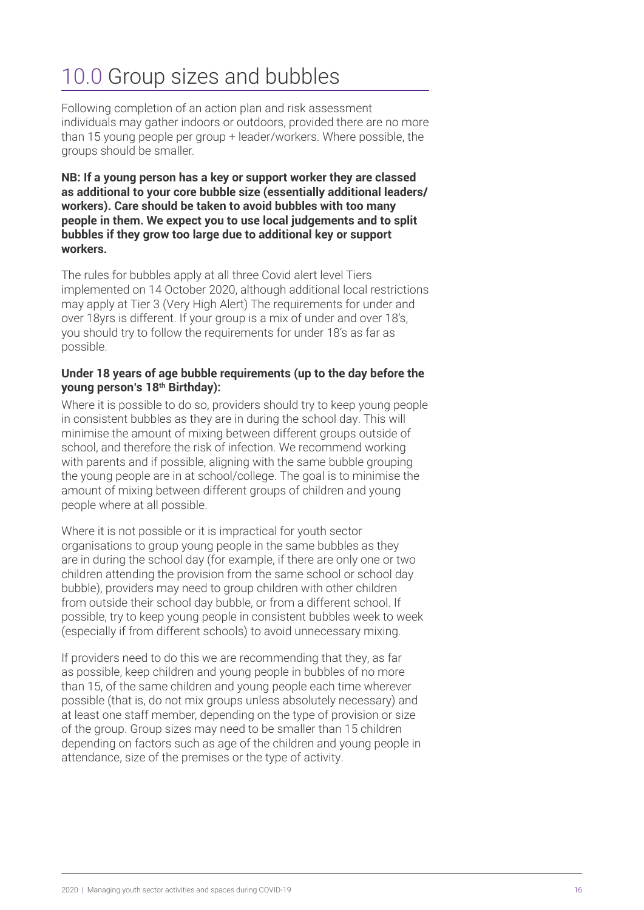# 10.0 Group sizes and bubbles

Following completion of an action plan and risk assessment individuals may gather indoors or outdoors, provided there are no more than 15 young people per group + leader/workers. Where possible, the groups should be smaller.

**NB: If a young person has a key or support worker they are classed as additional to your core bubble size (essentially additional leaders/ workers). Care should be taken to avoid bubbles with too many people in them. We expect you to use local judgements and to split bubbles if they grow too large due to additional key or support workers.**

The rules for bubbles apply at all three Covid alert level Tiers implemented on 14 October 2020, although additional local restrictions may apply at Tier 3 (Very High Alert) The requirements for under and over 18yrs is different. If your group is a mix of under and over 18's, you should try to follow the requirements for under 18's as far as possible.

**Under 18 years of age bubble requirements (up to the day before the young person's 18th Birthday):**

Where it is possible to do so, providers should try to keep young people in consistent bubbles as they are in during the school day. This will minimise the amount of mixing between different groups outside of school, and therefore the risk of infection. We recommend working with parents and if possible, aligning with the same bubble grouping the young people are in at school/college. The goal is to minimise the amount of mixing between different groups of children and young people where at all possible.

Where it is not possible or it is impractical for youth sector organisations to group young people in the same bubbles as they are in during the school day (for example, if there are only one or two children attending the provision from the same school or school day bubble), providers may need to group children with other children from outside their school day bubble, or from a different school. If possible, try to keep young people in consistent bubbles week to week (especially if from different schools) to avoid unnecessary mixing.

If providers need to do this we are recommending that they, as far as possible, keep children and young people in bubbles of no more than 15, of the same children and young people each time wherever possible (that is, do not mix groups unless absolutely necessary) and at least one staff member, depending on the type of provision or size of the group. Group sizes may need to be smaller than 15 children depending on factors such as age of the children and young people in attendance, size of the premises or the type of activity.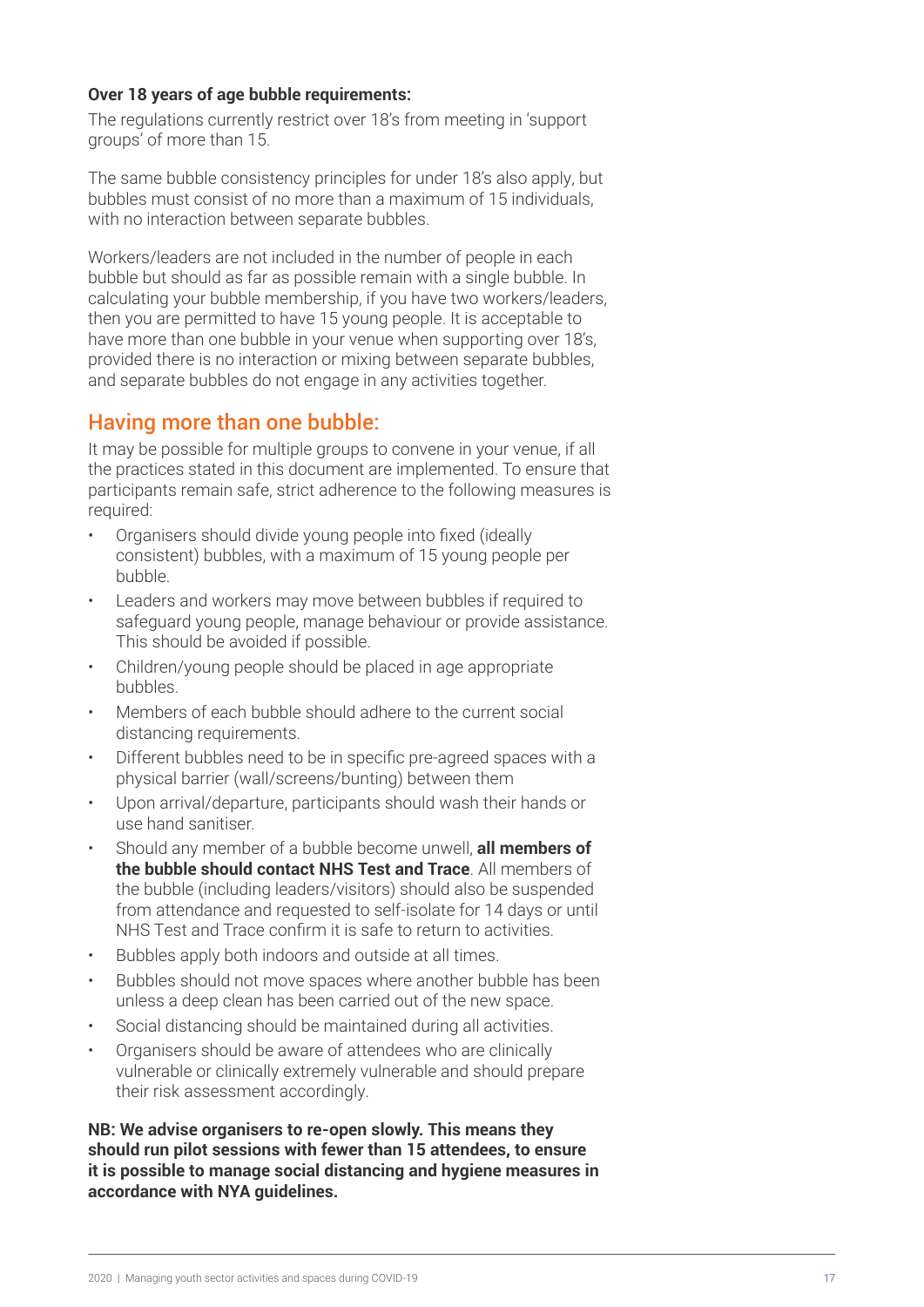**Over 18 years of age bubble requirements:**

The regulations currently restrict over 18's from meeting in 'support groups' of more than 15.

The same bubble consistency principles for under 18's also apply, but bubbles must consist of no more than a maximum of 15 individuals, with no interaction between separate bubbles.

Workers/leaders are not included in the number of people in each bubble but should as far as possible remain with a single bubble. In calculating your bubble membership, if you have two workers/leaders, then you are permitted to have 15 young people. It is acceptable to have more than one bubble in your venue when supporting over 18's, provided there is no interaction or mixing between separate bubbles, and separate bubbles do not engage in any activities together.

## Having more than one bubble:

It may be possible for multiple groups to convene in your venue, if all the practices stated in this document are implemented. To ensure that participants remain safe, strict adherence to the following measures is required:

- Organisers should divide young people into fixed (ideally consistent) bubbles, with a maximum of 15 young people per bubble.
- Leaders and workers may move between bubbles if required to safeguard young people, manage behaviour or provide assistance. This should be avoided if possible.
- Children/young people should be placed in age appropriate bubbles.
- Members of each bubble should adhere to the current social distancing requirements.
- Different bubbles need to be in specific pre-agreed spaces with a physical barrier (wall/screens/bunting) between them
- Upon arrival/departure, participants should wash their hands or use hand sanitiser.
- Should any member of a bubble become unwell, **all members of the bubble should contact NHS Test and Trace**. All members of the bubble (including leaders/visitors) should also be suspended from attendance and requested to self-isolate for 14 days or until NHS Test and Trace confirm it is safe to return to activities.
- Bubbles apply both indoors and outside at all times.
- Bubbles should not move spaces where another bubble has been unless a deep clean has been carried out of the new space.
- Social distancing should be maintained during all activities.
- Organisers should be aware of attendees who are clinically vulnerable or clinically extremely vulnerable and should prepare their risk assessment accordingly.

**NB: We advise organisers to re-open slowly. This means they should run pilot sessions with fewer than 15 attendees, to ensure it is possible to manage social distancing and hygiene measures in accordance with NYA guidelines.**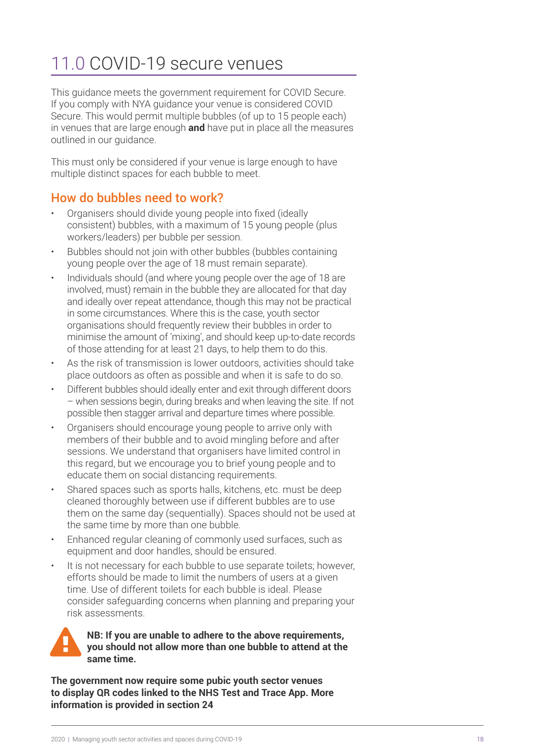# 11.0 COVID-19 secure venues

This guidance meets the government requirement for COVID Secure. If you comply with NYA guidance your venue is considered COVID Secure. This would permit multiple bubbles (of up to 15 people each) in venues that are large enough **and** have put in place all the measures outlined in our guidance.

This must only be considered if your venue is large enough to have multiple distinct spaces for each bubble to meet.

## How do bubbles need to work?

- Organisers should divide young people into fixed (ideally consistent) bubbles, with a maximum of 15 young people (plus workers/leaders) per bubble per session.
- Bubbles should not join with other bubbles (bubbles containing young people over the age of 18 must remain separate).
- Individuals should (and where young people over the age of 18 are involved, must) remain in the bubble they are allocated for that day and ideally over repeat attendance, though this may not be practical in some circumstances. Where this is the case, youth sector organisations should frequently review their bubbles in order to minimise the amount of 'mixing', and should keep up-to-date records of those attending for at least 21 days, to help them to do this.
- As the risk of transmission is lower outdoors, activities should take place outdoors as often as possible and when it is safe to do so.
- Different bubbles should ideally enter and exit through different doors – when sessions begin, during breaks and when leaving the site. If not possible then stagger arrival and departure times where possible.
- Organisers should encourage young people to arrive only with members of their bubble and to avoid mingling before and after sessions. We understand that organisers have limited control in this regard, but we encourage you to brief young people and to educate them on social distancing requirements.
- Shared spaces such as sports halls, kitchens, etc. must be deep cleaned thoroughly between use if different bubbles are to use them on the same day (sequentially). Spaces should not be used at the same time by more than one bubble.
- Enhanced regular cleaning of commonly used surfaces, such as equipment and door handles, should be ensured.
- It is not necessary for each bubble to use separate toilets; however, efforts should be made to limit the numbers of users at a given time. Use of different toilets for each bubble is ideal. Please consider safeguarding concerns when planning and preparing your risk assessments.

**NB: If you are unable to adhere to the above requirements, you should not allow more than one bubble to attend at the same time.**

**The government now require some pubic youth sector venues to display QR codes linked to the NHS Test and Trace App. More information is provided in section 24**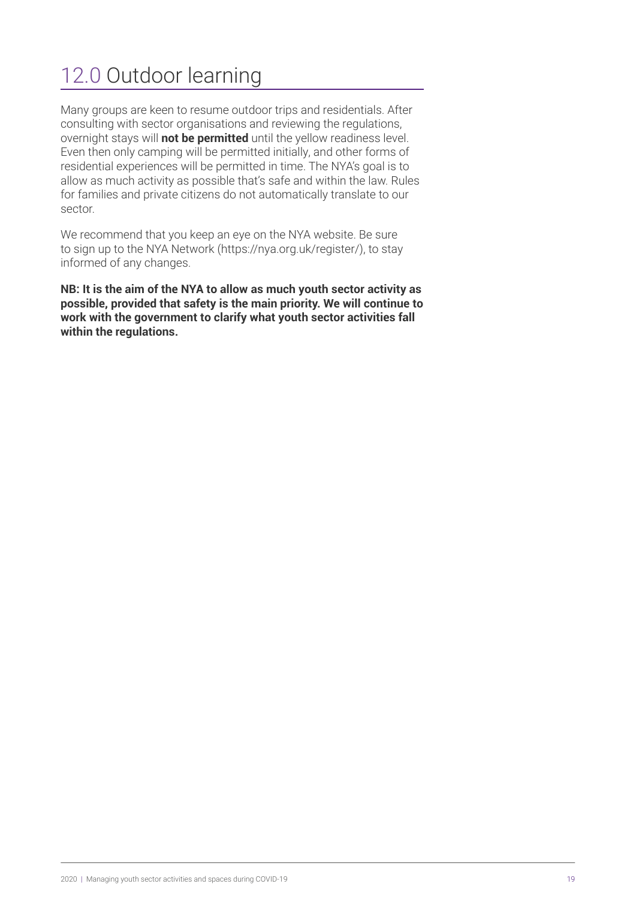# 12.0 Outdoor learning

Many groups are keen to resume outdoor trips and residentials. After consulting with sector organisations and reviewing the regulations, overnight stays will **not be permitted** until the yellow readiness level. Even then only camping will be permitted initially, and other forms of residential experiences will be permitted in time. The NYA's goal is to allow as much activity as possible that's safe and within the law. Rules for families and private citizens do not automatically translate to our sector.

We recommend that you keep an eye on the NYA website. Be sure to sign up to the NYA Network (https://nya.org.uk/register/), to stay informed of any changes.

**NB: It is the aim of the NYA to allow as much youth sector activity as possible, provided that safety is the main priority. We will continue to work with the government to clarify what youth sector activities fall within the regulations.**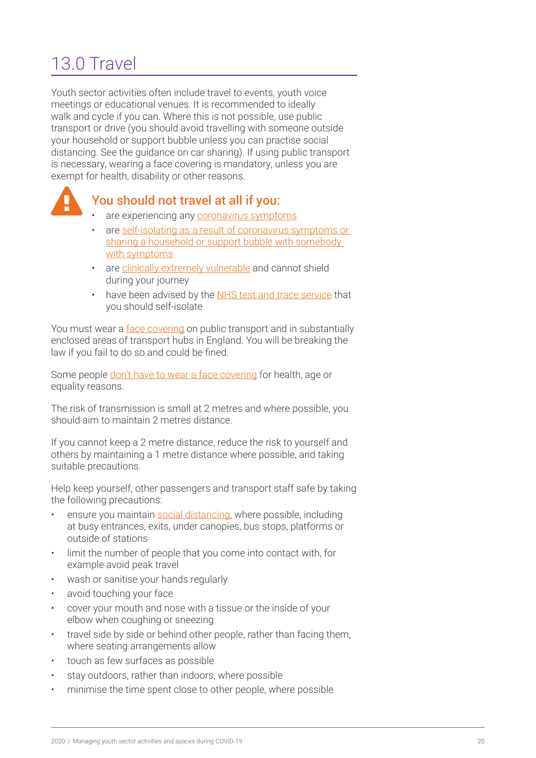# 13.0 Travel

Youth sector activities often include travel to events, youth voice meetings or educational venues. It is recommended to ideally walk and cycle if you can. Where this is not possible, use public transport or drive (you should avoid travelling with someone outside your household or support bubble unless you can practise social distancing. See the guidance on car sharing). If using public transport is necessary, wearing a face covering is mandatory, unless you are exempt for health, disability or other reasons.

### You should not travel at all if you:

- are experiencing any coronavirus symptoms
- are self-isolating as a result of coronavirus symptoms or sharing a household or support bubble with somebody with symptoms
- are clinically extremely vulnerable and cannot shield during your journey
- have been advised by the NHS test and trace service that you should self-isolate

You must wear a face covering on public transport and in substantially enclosed areas of transport hubs in England. You will be breaking the law if you fail to do so and could be fined.

Some people don't have to wear a face covering for health, age or equality reasons.

The risk of transmission is small at 2 metres and where possible, you should aim to maintain 2 metres distance.

If you cannot keep a 2 metre distance, reduce the risk to yourself and others by maintaining a 1 metre distance where possible, and taking suitable precautions.

Help keep yourself, other passengers and transport staff safe by taking the following precautions:

- ensure you maintain social distancing, where possible, including at busy entrances, exits, under canopies, bus stops, platforms or outside of stations
- limit the number of people that you come into contact with, for example avoid peak travel
- wash or sanitise your hands regularly
- avoid touching your face
- cover your mouth and nose with a tissue or the inside of your elbow when coughing or sneezing
- travel side by side or behind other people, rather than facing them, where seating arrangements allow
- touch as few surfaces as possible
- stay outdoors, rather than indoors, where possible
- minimise the time spent close to other people, where possible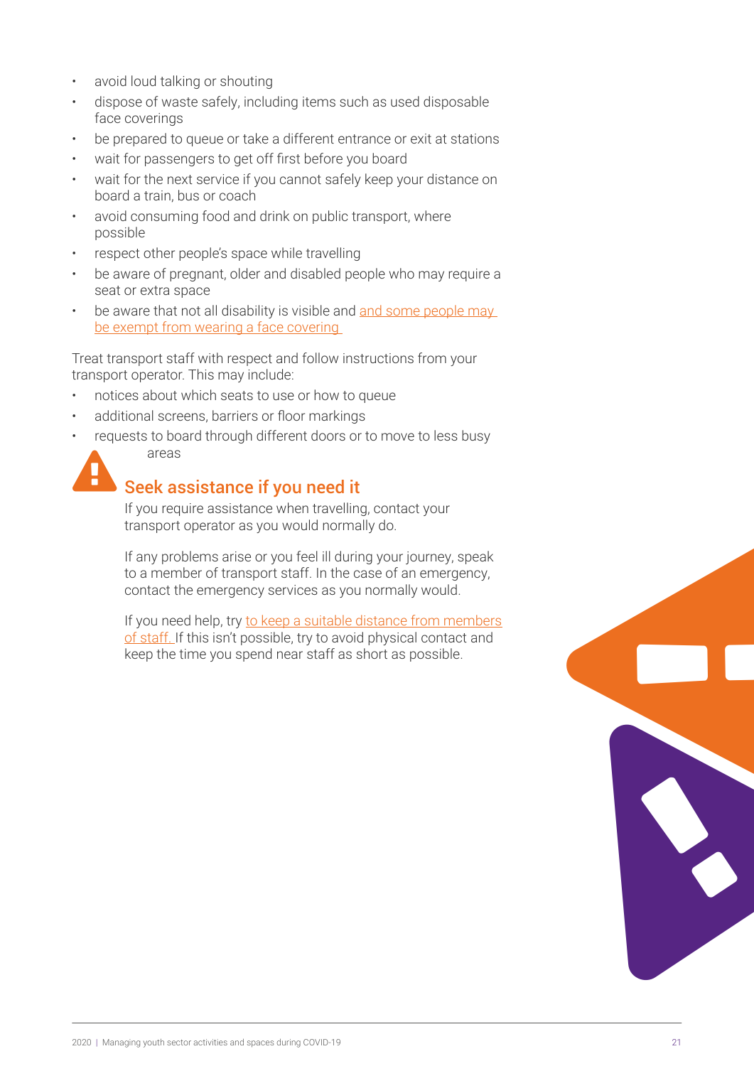- avoid loud talking or shouting
- dispose of waste safely, including items such as used disposable face coverings
- be prepared to queue or take a different entrance or exit at stations
- wait for passengers to get off first before you board
- wait for the next service if you cannot safely keep your distance on board a train, bus or coach
- avoid consuming food and drink on public transport, where possible
- respect other people's space while travelling
- be aware of pregnant, older and disabled people who may require a seat or extra space
- be aware that not all disability is visible and and some people may be exempt from wearing a face covering

Treat transport staff with respect and follow instructions from your transport operator. This may include:

- notices about which seats to use or how to queue
- additional screens, barriers or floor markings
- requests to board through different doors or to move to less busy areas

## Seek assistance if you need it

If you require assistance when travelling, contact your transport operator as you would normally do.

If any problems arise or you feel ill during your journey, speak to a member of transport staff. In the case of an emergency, contact the emergency services as you normally would.

If you need help, try to keep a suitable distance from members of staff. If this isn't possible, try to avoid physical contact and keep the time you spend near staff as short as possible.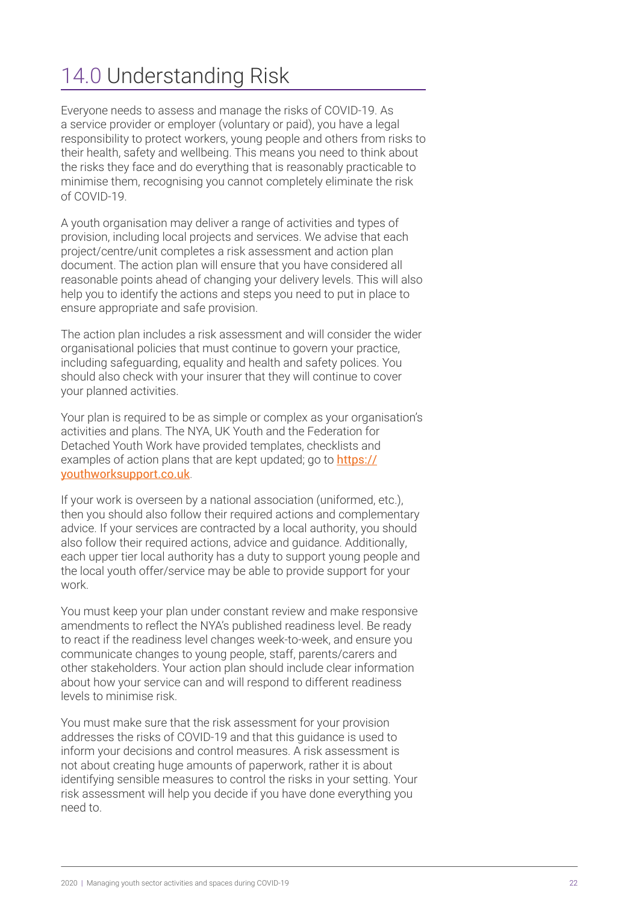# 14.0 Understanding Risk

Everyone needs to assess and manage the risks of COVID-19. As a service provider or employer (voluntary or paid), you have a legal responsibility to protect workers, young people and others from risks to their health, safety and wellbeing. This means you need to think about the risks they face and do everything that is reasonably practicable to minimise them, recognising you cannot completely eliminate the risk of COVID-19.

A youth organisation may deliver a range of activities and types of provision, including local projects and services. We advise that each project/centre/unit completes a risk assessment and action plan document. The action plan will ensure that you have considered all reasonable points ahead of changing your delivery levels. This will also help you to identify the actions and steps you need to put in place to ensure appropriate and safe provision.

The action plan includes a risk assessment and will consider the wider organisational policies that must continue to govern your practice, including safeguarding, equality and health and safety polices. You should also check with your insurer that they will continue to cover your planned activities.

Your plan is required to be as simple or complex as your organisation's activities and plans. The NYA, UK Youth and the Federation for Detached Youth Work have provided templates, checklists and examples of action plans that are kept updated; go to [https://youthworksupport.co.uk](https://youthworksupport.co.uk).

If your work is overseen by a national association (uniformed, etc.), then you should also follow their required actions and complementary advice. If your services are contracted by a local authority, you should also follow their required actions, advice and guidance. Additionally, each upper tier local authority has a duty to support young people and the local youth offer/service may be able to provide support for your work.

You must keep your plan under constant review and make responsive amendments to reflect the NYA's published readiness level. Be ready to react if the readiness level changes week-to-week, and ensure you communicate changes to young people, staff, parents/carers and other stakeholders. Your action plan should include clear information about how your service can and will respond to different readiness levels to minimise risk.

You must make sure that the risk assessment for your provision addresses the risks of COVID-19 and that this guidance is used to inform your decisions and control measures. A risk assessment is not about creating huge amounts of paperwork, rather it is about identifying sensible measures to control the risks in your setting. Your risk assessment will help you decide if you have done everything you need to.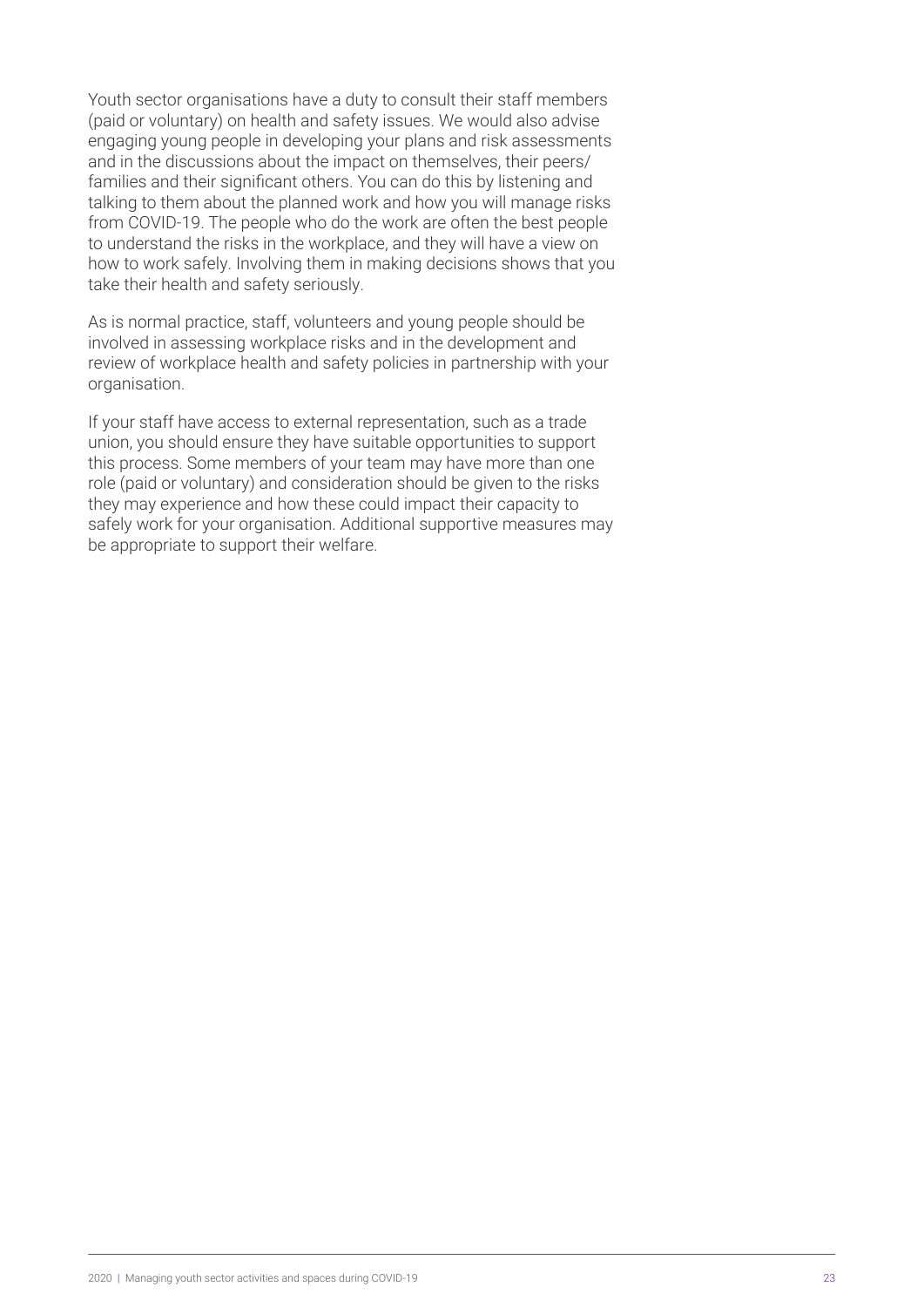Youth sector organisations have a duty to consult their staff members (paid or voluntary) on health and safety issues. We would also advise engaging young people in developing your plans and risk assessments and in the discussions about the impact on themselves, their peers/ families and their significant others. You can do this by listening and talking to them about the planned work and how you will manage risks from COVID-19. The people who do the work are often the best people to understand the risks in the workplace, and they will have a view on how to work safely. Involving them in making decisions shows that you take their health and safety seriously.

As is normal practice, staff, volunteers and young people should be involved in assessing workplace risks and in the development and review of workplace health and safety policies in partnership with your organisation.

If your staff have access to external representation, such as a trade union, you should ensure they have suitable opportunities to support this process. Some members of your team may have more than one role (paid or voluntary) and consideration should be given to the risks they may experience and how these could impact their capacity to safely work for your organisation. Additional supportive measures may be appropriate to support their welfare.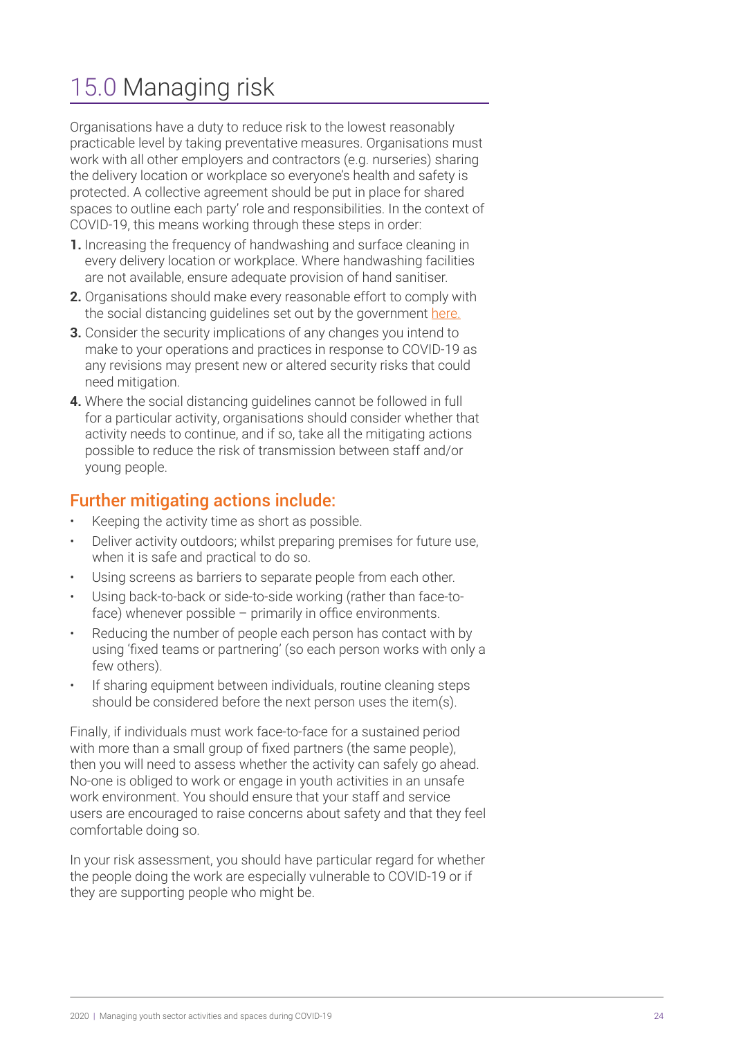# 15.0 Managing risk

Organisations have a duty to reduce risk to the lowest reasonably practicable level by taking preventative measures. Organisations must work with all other employers and contractors (e.g. nurseries) sharing the delivery location or workplace so everyone's health and safety is protected. A collective agreement should be put in place for shared spaces to outline each party' role and responsibilities. In the context of COVID-19, this means working through these steps in order:

1. Increasing the frequency of handwashing and surface cleaning in every delivery location or workplace. Where handwashing facilities are not available, ensure adequate provision of hand sanitiser.
2. Organisations should make every reasonable effort to comply with the social distancing guidelines set out by the government here.
3. Consider the security implications of any changes you intend to make to your operations and practices in response to COVID-19 as any revisions may present new or altered security risks that could need mitigation.
4. Where the social distancing guidelines cannot be followed in full for a particular activity, organisations should consider whether that activity needs to continue, and if so, take all the mitigating actions possible to reduce the risk of transmission between staff and/or young people.

## Further mitigating actions include:

- Keeping the activity time as short as possible.
- Deliver activity outdoors; whilst preparing premises for future use, when it is safe and practical to do so.
- Using screens as barriers to separate people from each other.
- Using back-to-back or side-to-side working (rather than face-to-face) whenever possible – primarily in office environments.
- Reducing the number of people each person has contact with by using 'fixed teams or partnering' (so each person works with only a few others).
- If sharing equipment between individuals, routine cleaning steps should be considered before the next person uses the item(s).

Finally, if individuals must work face-to-face for a sustained period with more than a small group of fixed partners (the same people), then you will need to assess whether the activity can safely go ahead. No-one is obliged to work or engage in youth activities in an unsafe work environment. You should ensure that your staff and service users are encouraged to raise concerns about safety and that they feel comfortable doing so.

In your risk assessment, you should have particular regard for whether the people doing the work are especially vulnerable to COVID-19 or if they are supporting people who might be.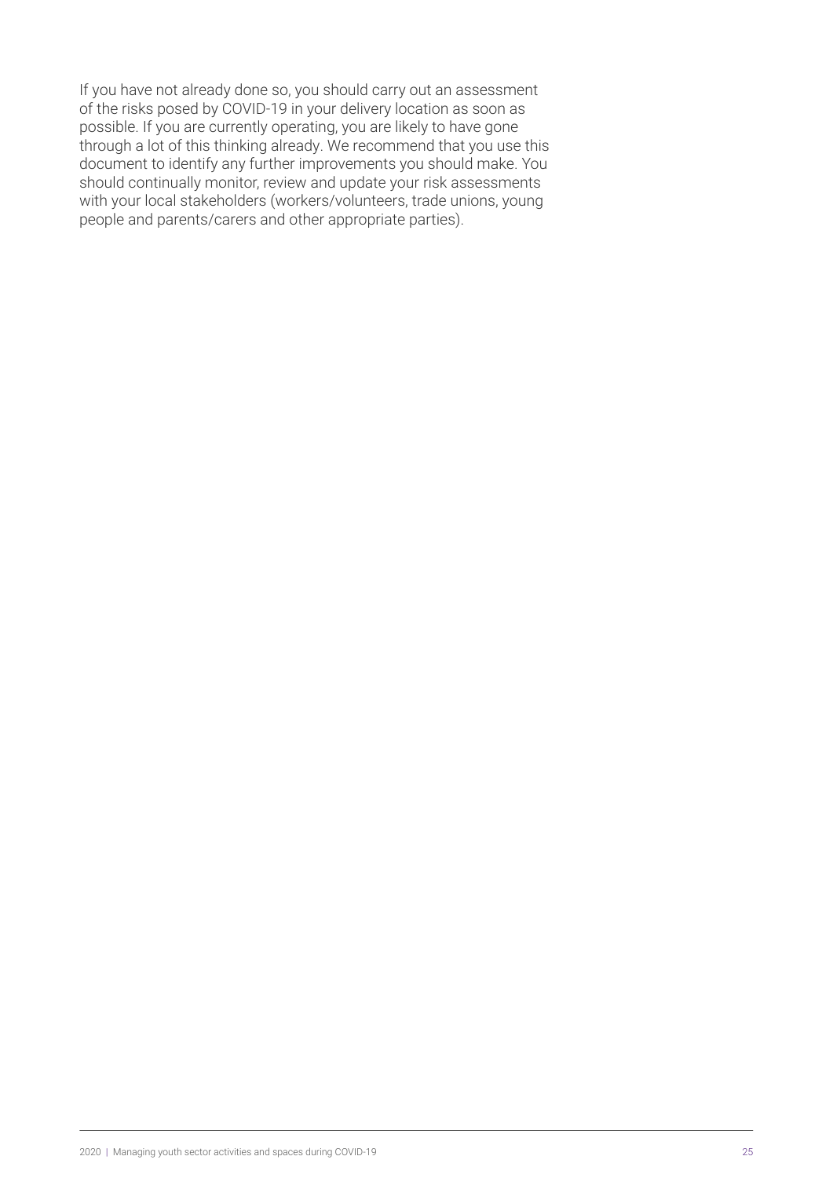If you have not already done so, you should carry out an assessment of the risks posed by COVID-19 in your delivery location as soon as possible. If you are currently operating, you are likely to have gone through a lot of this thinking already. We recommend that you use this document to identify any further improvements you should make. You should continually monitor, review and update your risk assessments with your local stakeholders (workers/volunteers, trade unions, young people and parents/carers and other appropriate parties).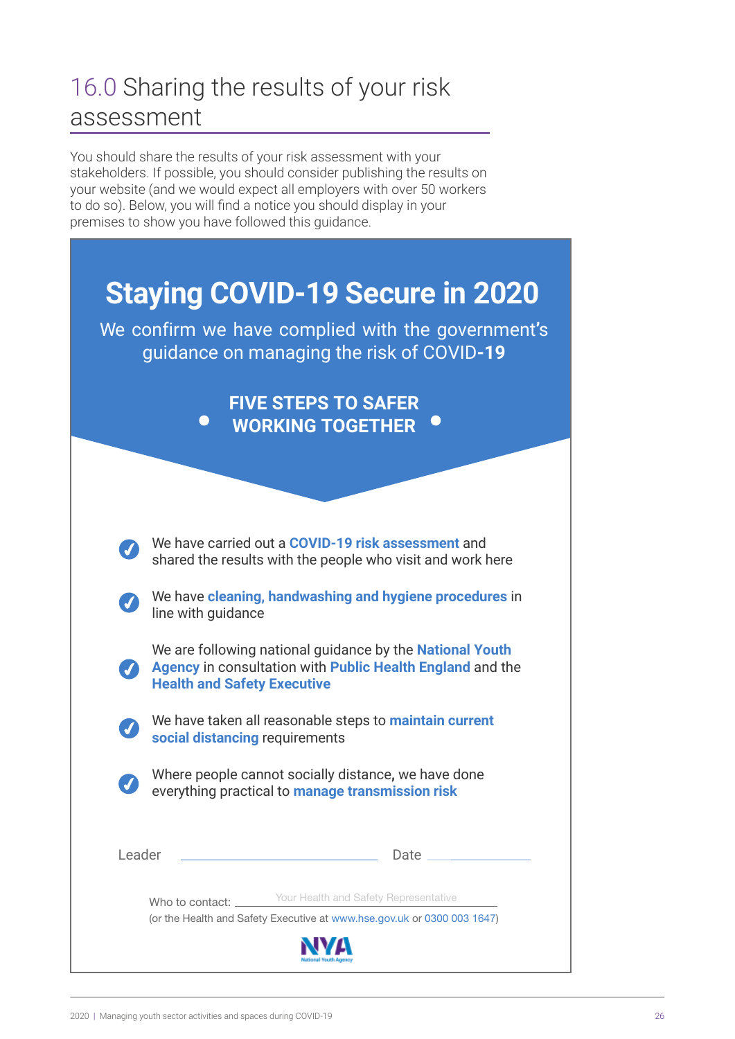# 16.0 Sharing the results of your risk assessment

You should share the results of your risk assessment with your stakeholders. If possible, you should consider publishing the results on your website (and we would expect all employers with over 50 workers to do so). Below, you will find a notice you should display in your premises to show you have followed this guidance.

## Staying COVID-19 Secure in 2020

We confirm we have complied with the government's guidance on managing the risk of COVID-**19**

**FIVE STEPS TO SAFER WORKING TOGETHER**

- We have carried out a **COVID-19 risk assessment** and shared the results with the people who visit and work here
- We have **cleaning, handwashing and hygiene procedures** in line with guidance
- We are following national guidance by the **National Youth Agency** in consultation with **Public Health England** and the **Health and Safety Executive**
- We have taken all reasonable steps to **maintain current social distancing** requirements
- Where people cannot socially distance, we have done everything practical to **manage transmission risk**

Leader ______________________ Date ____________

Who to contact: Your Health and Safety Representative

(or the Health and Safety Executive at www.hse.gov.uk or 0300 003 1647)

NYA National Youth Agency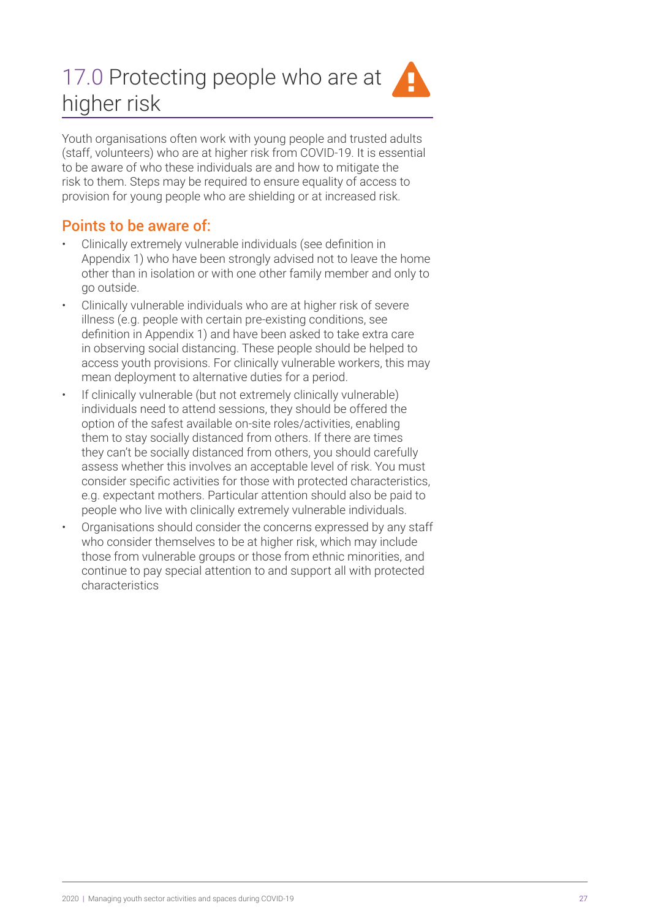# 17.0 Protecting people who are at higher risk

Youth organisations often work with young people and trusted adults (staff, volunteers) who are at higher risk from COVID-19. It is essential to be aware of who these individuals are and how to mitigate the risk to them. Steps may be required to ensure equality of access to provision for young people who are shielding or at increased risk.

## Points to be aware of:

- Clinically extremely vulnerable individuals (see definition in Appendix 1) who have been strongly advised not to leave the home other than in isolation or with one other family member and only to go outside.
- Clinically vulnerable individuals who are at higher risk of severe illness (e.g. people with certain pre-existing conditions, see definition in Appendix 1) and have been asked to take extra care in observing social distancing. These people should be helped to access youth provisions. For clinically vulnerable workers, this may mean deployment to alternative duties for a period.
- If clinically vulnerable (but not extremely clinically vulnerable) individuals need to attend sessions, they should be offered the option of the safest available on-site roles/activities, enabling them to stay socially distanced from others. If there are times they can't be socially distanced from others, you should carefully assess whether this involves an acceptable level of risk. You must consider specific activities for those with protected characteristics, e.g. expectant mothers. Particular attention should also be paid to people who live with clinically extremely vulnerable individuals.
- Organisations should consider the concerns expressed by any staff who consider themselves to be at higher risk, which may include those from vulnerable groups or those from ethnic minorities, and continue to pay special attention to and support all with protected characteristics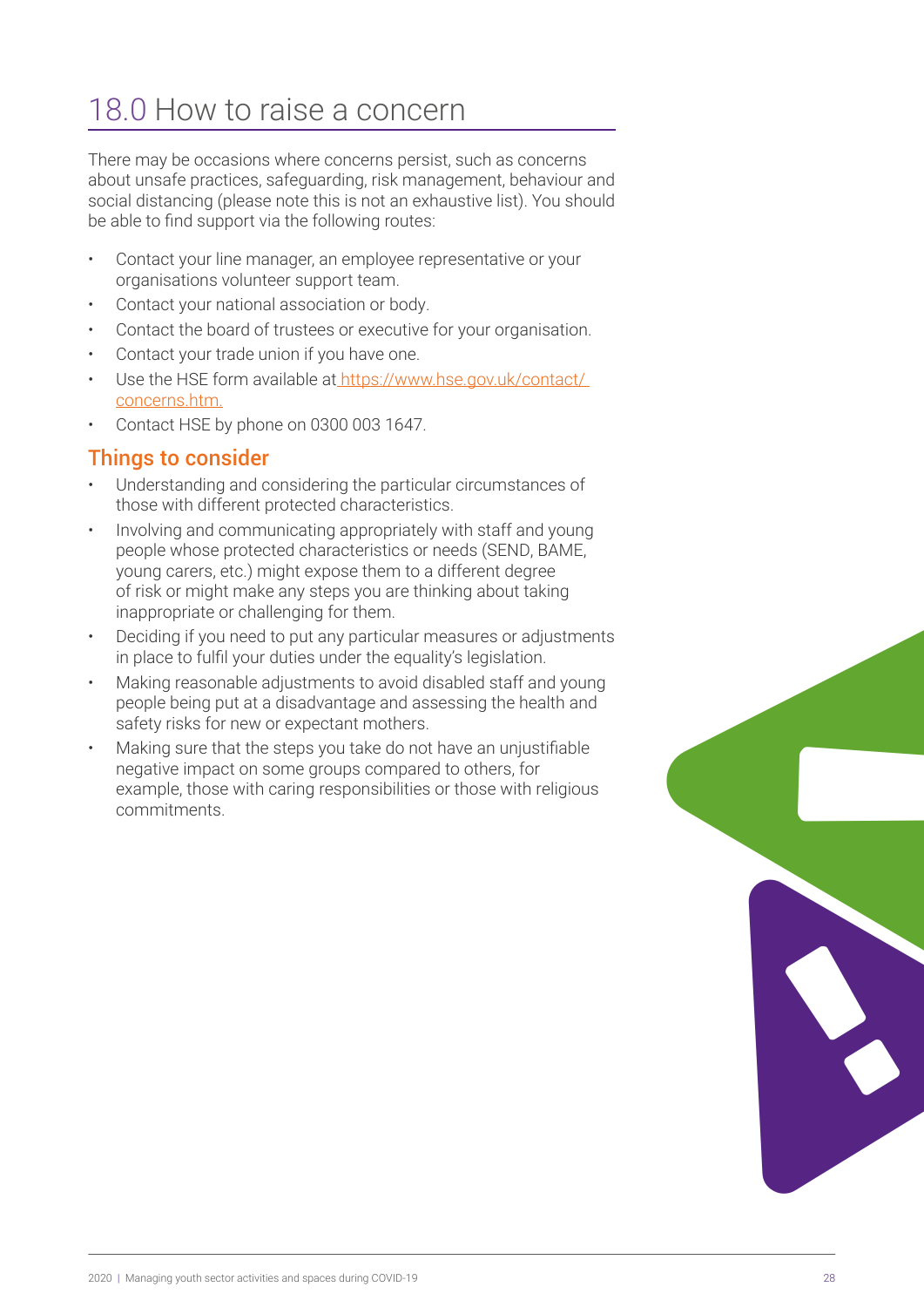# 18.0 How to raise a concern

There may be occasions where concerns persist, such as concerns about unsafe practices, safeguarding, risk management, behaviour and social distancing (please note this is not an exhaustive list). You should be able to find support via the following routes:

- Contact your line manager, an employee representative or your organisations volunteer support team.
- Contact your national association or body.
- Contact the board of trustees or executive for your organisation.
- Contact your trade union if you have one.
- Use the HSE form available at https://www.hse.gov.uk/contact/concerns.htm.
- Contact HSE by phone on 0300 003 1647.

## Things to consider

- Understanding and considering the particular circumstances of those with different protected characteristics.
- Involving and communicating appropriately with staff and young people whose protected characteristics or needs (SEND, BAME, young carers, etc.) might expose them to a different degree of risk or might make any steps you are thinking about taking inappropriate or challenging for them.
- Deciding if you need to put any particular measures or adjustments in place to fulfil your duties under the equality's legislation.
- Making reasonable adjustments to avoid disabled staff and young people being put at a disadvantage and assessing the health and safety risks for new or expectant mothers.
- Making sure that the steps you take do not have an unjustifiable negative impact on some groups compared to others, for example, those with caring responsibilities or those with religious commitments.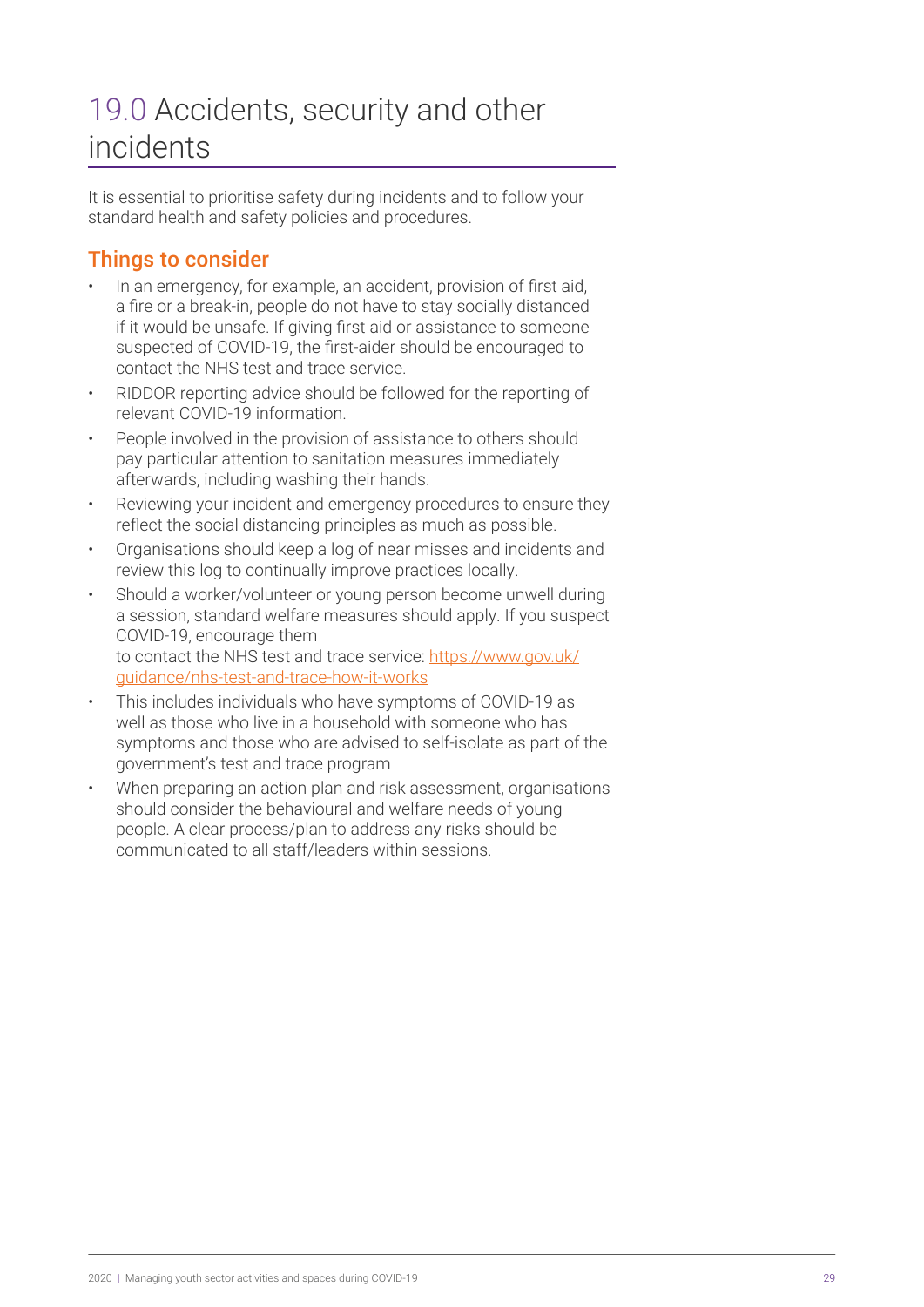# 19.0 Accidents, security and other incidents

It is essential to prioritise safety during incidents and to follow your standard health and safety policies and procedures.

## Things to consider

- In an emergency, for example, an accident, provision of first aid, a fire or a break-in, people do not have to stay socially distanced if it would be unsafe. If giving first aid or assistance to someone suspected of COVID-19, the first-aider should be encouraged to contact the NHS test and trace service.
- RIDDOR reporting advice should be followed for the reporting of relevant COVID-19 information.
- People involved in the provision of assistance to others should pay particular attention to sanitation measures immediately afterwards, including washing their hands.
- Reviewing your incident and emergency procedures to ensure they reflect the social distancing principles as much as possible.
- Organisations should keep a log of near misses and incidents and review this log to continually improve practices locally.
- Should a worker/volunteer or young person become unwell during a session, standard welfare measures should apply. If you suspect COVID-19, encourage them to contact the NHS test and trace service: https://www.gov.uk/guidance/nhs-test-and-trace-how-it-works
- This includes individuals who have symptoms of COVID-19 as well as those who live in a household with someone who has symptoms and those who are advised to self-isolate as part of the government's test and trace program
- When preparing an action plan and risk assessment, organisations should consider the behavioural and welfare needs of young people. A clear process/plan to address any risks should be communicated to all staff/leaders within sessions.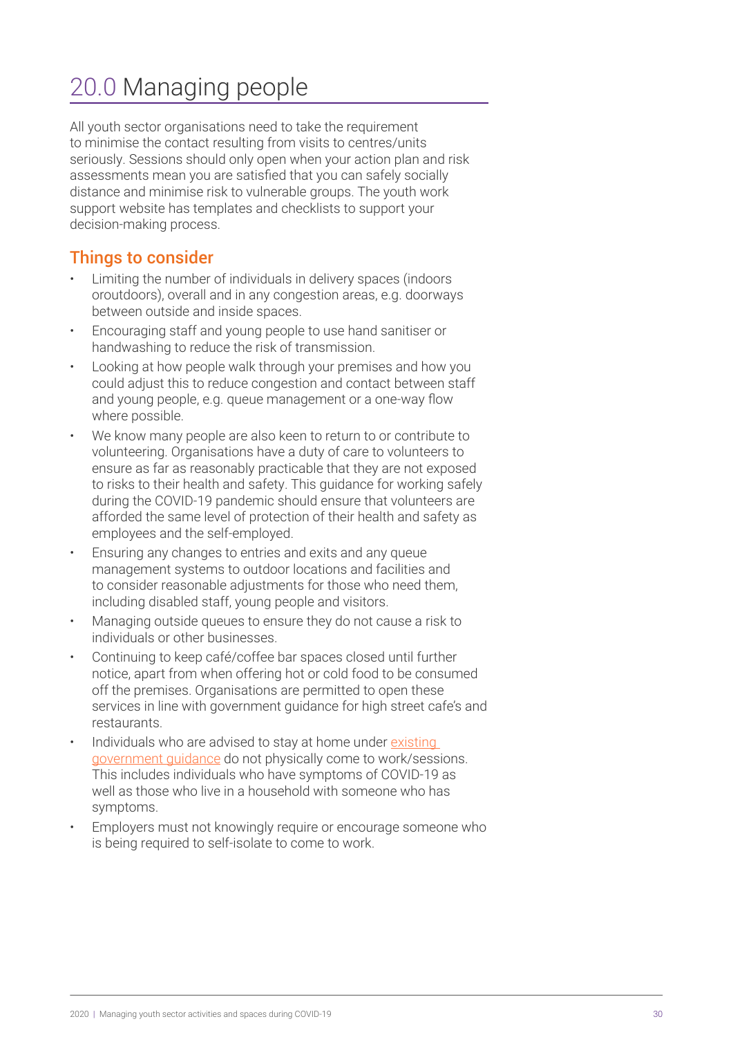# 20.0 Managing people

All youth sector organisations need to take the requirement to minimise the contact resulting from visits to centres/units seriously. Sessions should only open when your action plan and risk assessments mean you are satisfied that you can safely socially distance and minimise risk to vulnerable groups. The youth work support website has templates and checklists to support your decision-making process.

## Things to consider

- Limiting the number of individuals in delivery spaces (indoors oroutdoors), overall and in any congestion areas, e.g. doorways between outside and inside spaces.
- Encouraging staff and young people to use hand sanitiser or handwashing to reduce the risk of transmission.
- Looking at how people walk through your premises and how you could adjust this to reduce congestion and contact between staff and young people, e.g. queue management or a one-way flow where possible.
- We know many people are also keen to return to or contribute to volunteering. Organisations have a duty of care to volunteers to ensure as far as reasonably practicable that they are not exposed to risks to their health and safety. This guidance for working safely during the COVID-19 pandemic should ensure that volunteers are afforded the same level of protection of their health and safety as employees and the self-employed.
- Ensuring any changes to entries and exits and any queue management systems to outdoor locations and facilities and to consider reasonable adjustments for those who need them, including disabled staff, young people and visitors.
- Managing outside queues to ensure they do not cause a risk to individuals or other businesses.
- Continuing to keep café/coffee bar spaces closed until further notice, apart from when offering hot or cold food to be consumed off the premises. Organisations are permitted to open these services in line with government guidance for high street cafe's and restaurants.
- Individuals who are advised to stay at home under existing government guidance do not physically come to work/sessions. This includes individuals who have symptoms of COVID-19 as well as those who live in a household with someone who has symptoms.
- Employers must not knowingly require or encourage someone who is being required to self-isolate to come to work.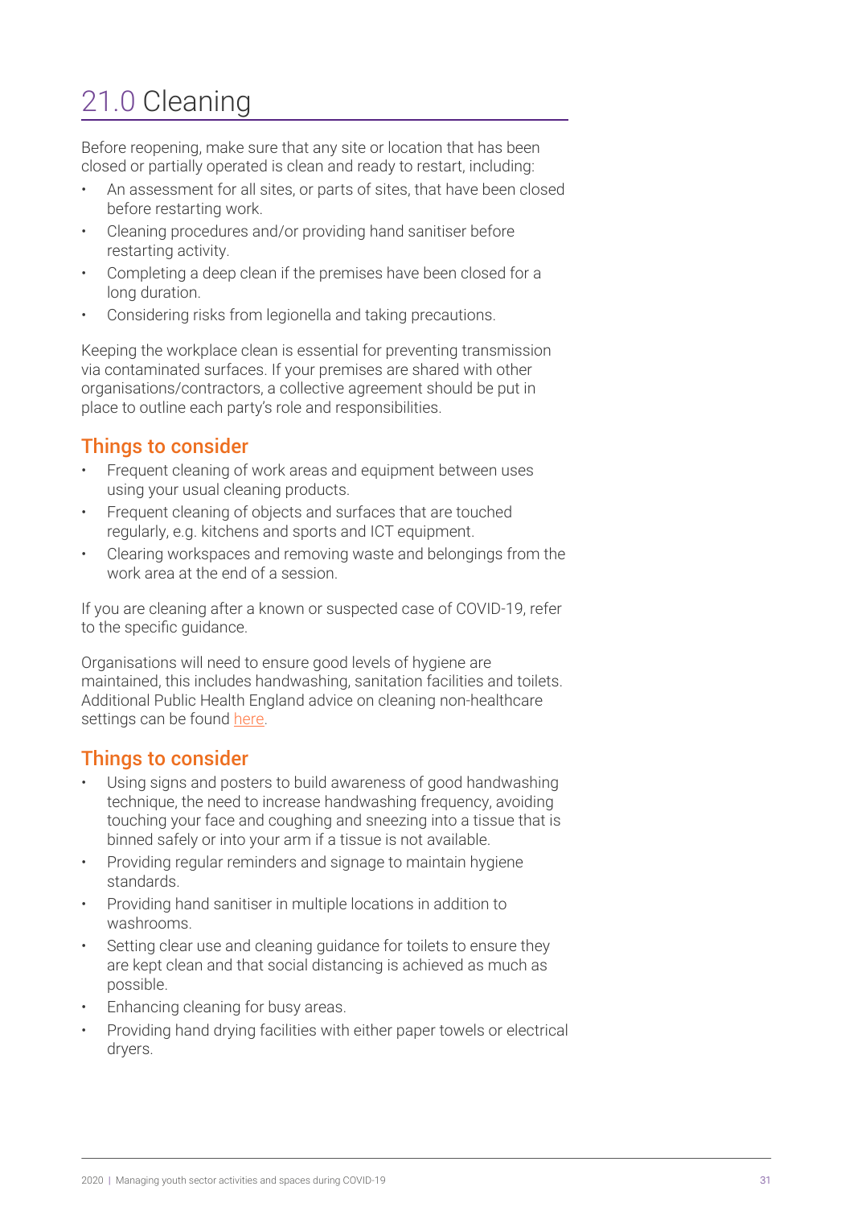# 21.0 Cleaning

Before reopening, make sure that any site or location that has been closed or partially operated is clean and ready to restart, including:

- An assessment for all sites, or parts of sites, that have been closed before restarting work.
- Cleaning procedures and/or providing hand sanitiser before restarting activity.
- Completing a deep clean if the premises have been closed for a long duration.
- Considering risks from legionella and taking precautions.

Keeping the workplace clean is essential for preventing transmission via contaminated surfaces. If your premises are shared with other organisations/contractors, a collective agreement should be put in place to outline each party's role and responsibilities.

## Things to consider

- Frequent cleaning of work areas and equipment between uses using your usual cleaning products.
- Frequent cleaning of objects and surfaces that are touched regularly, e.g. kitchens and sports and ICT equipment.
- Clearing workspaces and removing waste and belongings from the work area at the end of a session.

If you are cleaning after a known or suspected case of COVID-19, refer to the specific guidance.

Organisations will need to ensure good levels of hygiene are maintained, this includes handwashing, sanitation facilities and toilets. Additional Public Health England advice on cleaning non-healthcare settings can be found here.

## Things to consider

- Using signs and posters to build awareness of good handwashing technique, the need to increase handwashing frequency, avoiding touching your face and coughing and sneezing into a tissue that is binned safely or into your arm if a tissue is not available.
- Providing regular reminders and signage to maintain hygiene standards.
- Providing hand sanitiser in multiple locations in addition to washrooms.
- Setting clear use and cleaning guidance for toilets to ensure they are kept clean and that social distancing is achieved as much as possible.
- Enhancing cleaning for busy areas.
- Providing hand drying facilities with either paper towels or electrical dryers.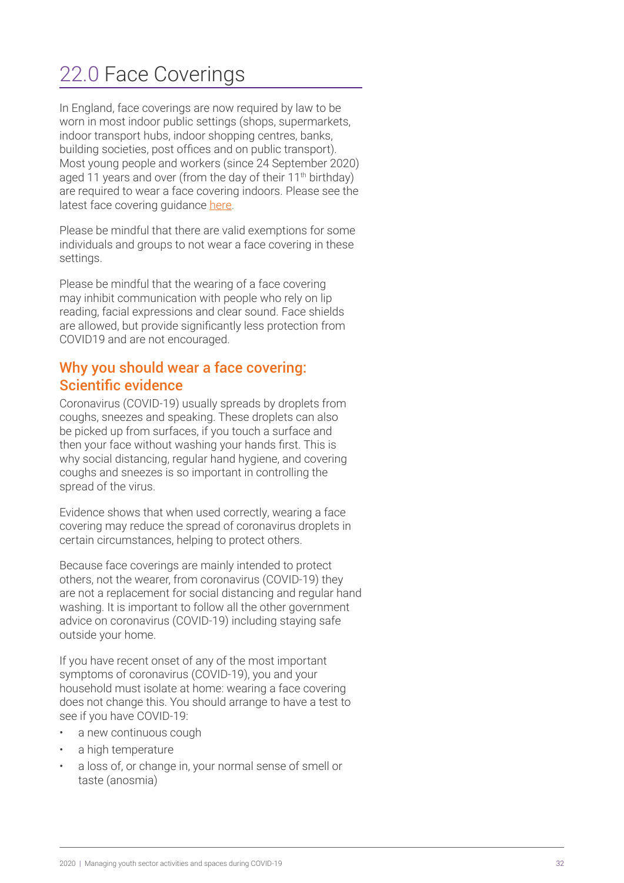# 22.0 Face Coverings

In England, face coverings are now required by law to be worn in most indoor public settings (shops, supermarkets, indoor transport hubs, indoor shopping centres, banks, building societies, post offices and on public transport). Most young people and workers (since 24 September 2020) aged 11 years and over (from the day of their 11th birthday) are required to wear a face covering indoors. Please see the latest face covering guidance here.

Please be mindful that there are valid exemptions for some individuals and groups to not wear a face covering in these settings.

Please be mindful that the wearing of a face covering may inhibit communication with people who rely on lip reading, facial expressions and clear sound. Face shields are allowed, but provide significantly less protection from COVID19 and are not encouraged.

## Why you should wear a face covering: Scientific evidence

Coronavirus (COVID-19) usually spreads by droplets from coughs, sneezes and speaking. These droplets can also be picked up from surfaces, if you touch a surface and then your face without washing your hands first. This is why social distancing, regular hand hygiene, and covering coughs and sneezes is so important in controlling the spread of the virus.

Evidence shows that when used correctly, wearing a face covering may reduce the spread of coronavirus droplets in certain circumstances, helping to protect others.

Because face coverings are mainly intended to protect others, not the wearer, from coronavirus (COVID-19) they are not a replacement for social distancing and regular hand washing. It is important to follow all the other government advice on coronavirus (COVID-19) including staying safe outside your home.

If you have recent onset of any of the most important symptoms of coronavirus (COVID-19), you and your household must isolate at home: wearing a face covering does not change this. You should arrange to have a test to see if you have COVID-19:

- a new continuous cough
- a high temperature
- a loss of, or change in, your normal sense of smell or taste (anosmia)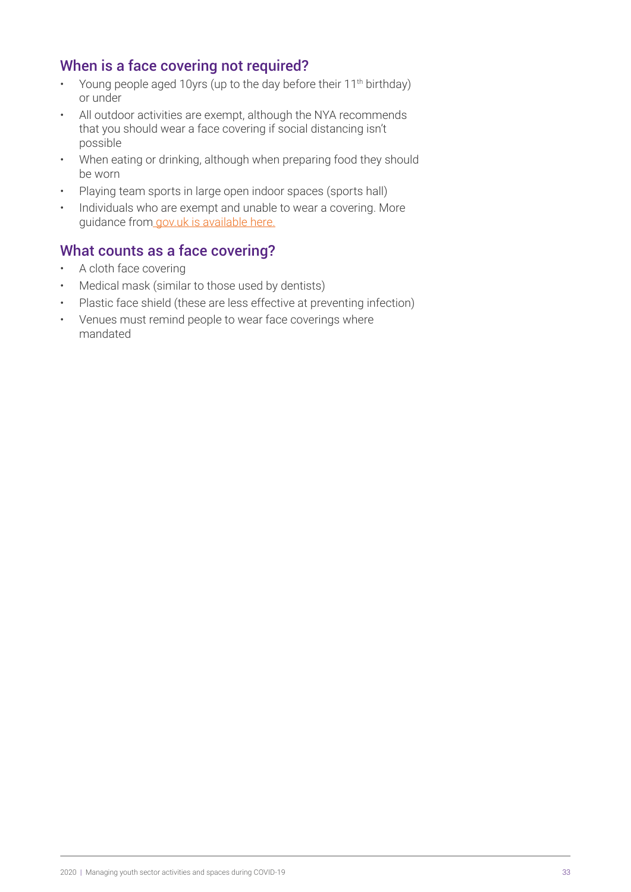## When is a face covering not required?

- Young people aged 10yrs (up to the day before their 11th birthday) or under
- All outdoor activities are exempt, although the NYA recommends that you should wear a face covering if social distancing isn't possible
- When eating or drinking, although when preparing food they should be worn
- Playing team sports in large open indoor spaces (sports hall)
- Individuals who are exempt and unable to wear a covering. More guidance from gov.uk is available here.

## What counts as a face covering?

- A cloth face covering
- Medical mask (similar to those used by dentists)
- Plastic face shield (these are less effective at preventing infection)
- Venues must remind people to wear face coverings where mandated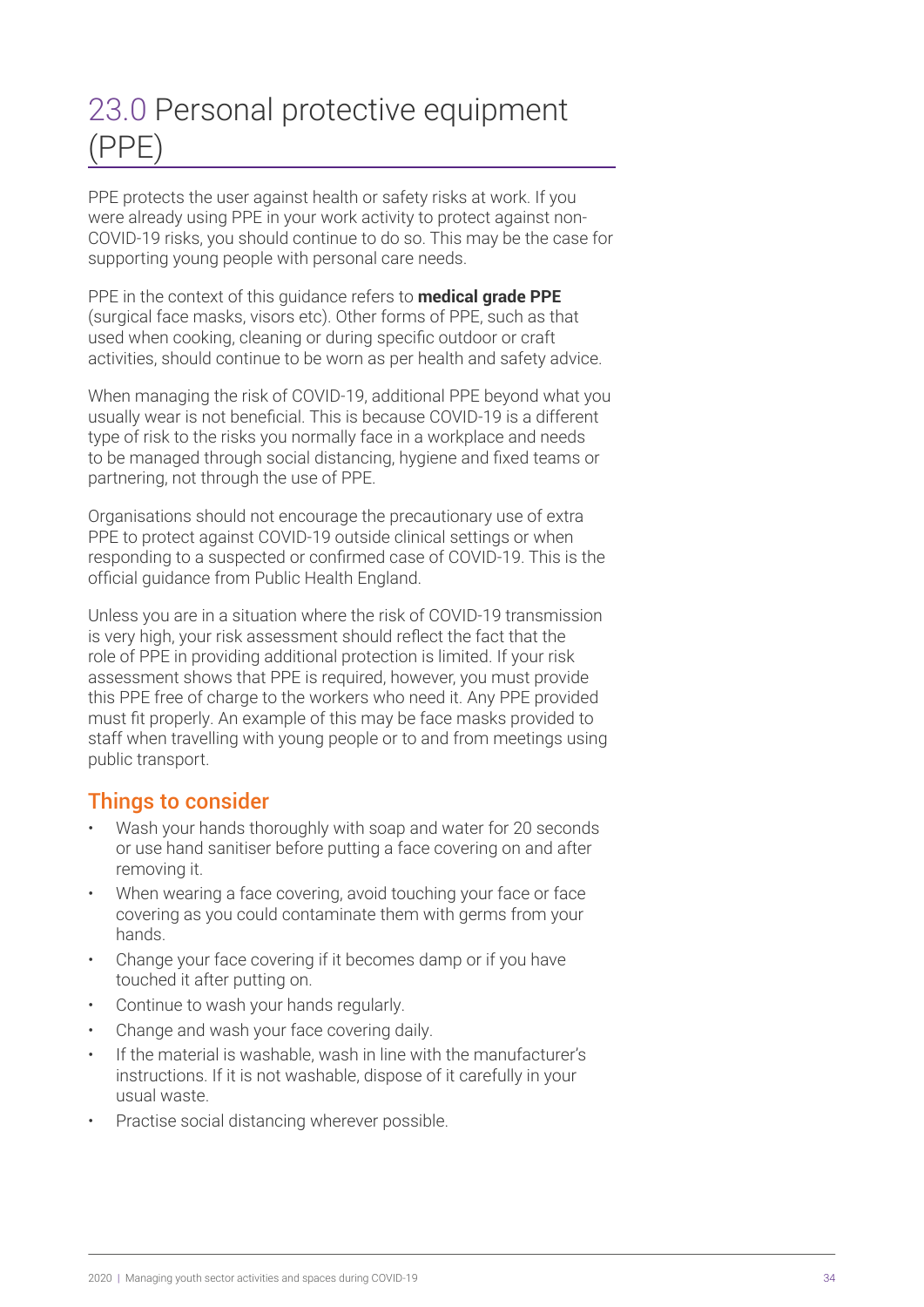# 23.0 Personal protective equipment (PPE)

PPE protects the user against health or safety risks at work. If you were already using PPE in your work activity to protect against non-COVID-19 risks, you should continue to do so. This may be the case for supporting young people with personal care needs.

PPE in the context of this guidance refers to **medical grade PPE** (surgical face masks, visors etc). Other forms of PPE, such as that used when cooking, cleaning or during specific outdoor or craft activities, should continue to be worn as per health and safety advice.

When managing the risk of COVID-19, additional PPE beyond what you usually wear is not beneficial. This is because COVID-19 is a different type of risk to the risks you normally face in a workplace and needs to be managed through social distancing, hygiene and fixed teams or partnering, not through the use of PPE.

Organisations should not encourage the precautionary use of extra PPE to protect against COVID-19 outside clinical settings or when responding to a suspected or confirmed case of COVID-19. This is the official guidance from Public Health England.

Unless you are in a situation where the risk of COVID-19 transmission is very high, your risk assessment should reflect the fact that the role of PPE in providing additional protection is limited. If your risk assessment shows that PPE is required, however, you must provide this PPE free of charge to the workers who need it. Any PPE provided must fit properly. An example of this may be face masks provided to staff when travelling with young people or to and from meetings using public transport.

## Things to consider

- Wash your hands thoroughly with soap and water for 20 seconds or use hand sanitiser before putting a face covering on and after removing it.
- When wearing a face covering, avoid touching your face or face covering as you could contaminate them with germs from your hands.
- Change your face covering if it becomes damp or if you have touched it after putting on.
- Continue to wash your hands regularly.
- Change and wash your face covering daily.
- If the material is washable, wash in line with the manufacturer's instructions. If it is not washable, dispose of it carefully in your usual waste.
- Practise social distancing wherever possible.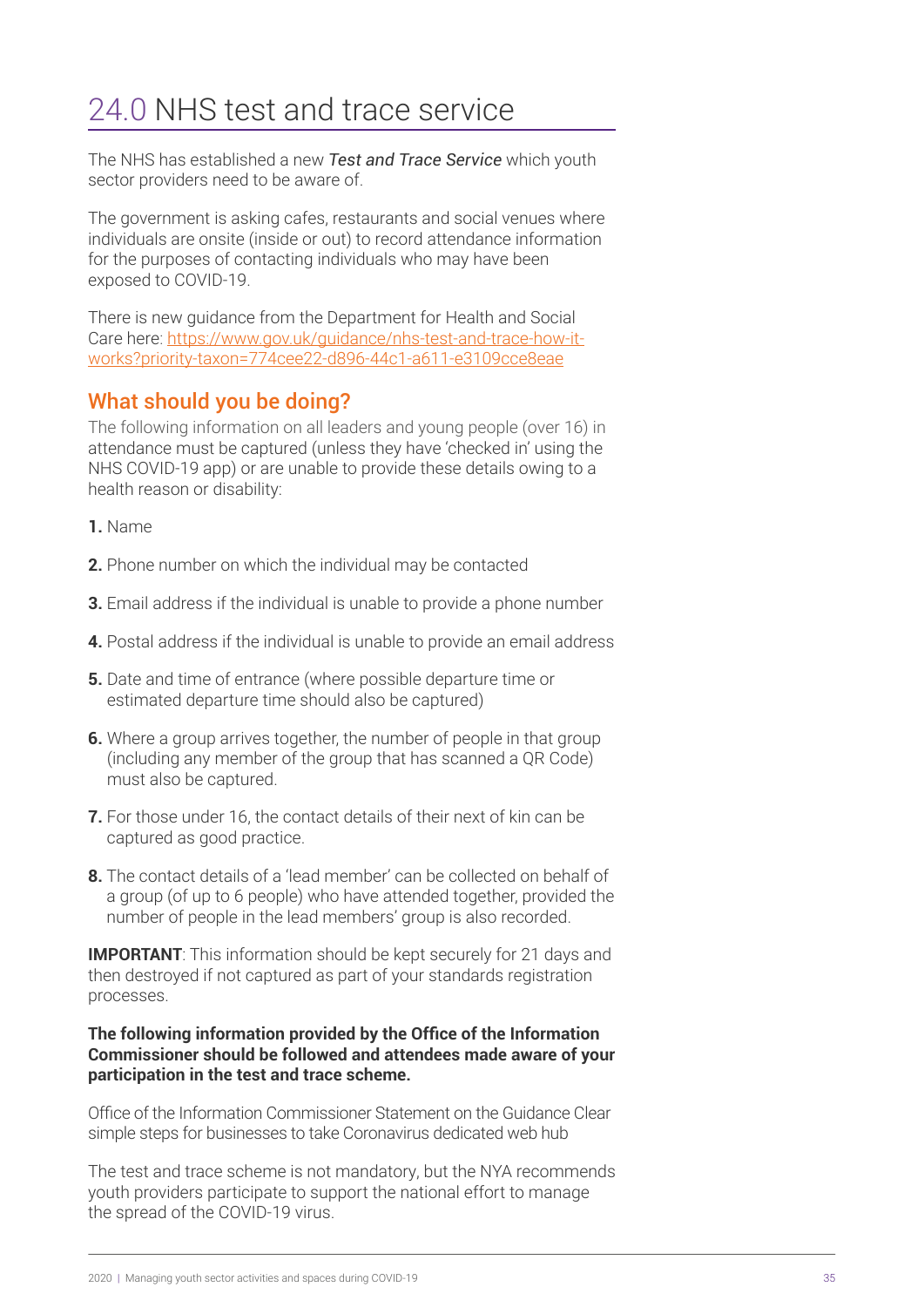# 24.0 NHS test and trace service

The NHS has established a new ***Test and Trace Service*** which youth sector providers need to be aware of.

The government is asking cafes, restaurants and social venues where individuals are onsite (inside or out) to record attendance information for the purposes of contacting individuals who may have been exposed to COVID-19.

There is new guidance from the Department for Health and Social Care here: [https://www.gov.uk/guidance/nhs-test-and-trace-how-it-works?priority-taxon=774cee22-d896-44c1-a611-e3109cce8eae](https://www.gov.uk/guidance/nhs-test-and-trace-how-it-works?priority-taxon=774cee22-d896-44c1-a611-e3109cce8eae)

## What should you be doing?

The following information on all leaders and young people (over 16) in attendance must be captured (unless they have 'checked in' using the NHS COVID-19 app) or are unable to provide these details owing to a health reason or disability:

1. Name
2. Phone number on which the individual may be contacted
3. Email address if the individual is unable to provide a phone number
4. Postal address if the individual is unable to provide an email address
5. Date and time of entrance (where possible departure time or estimated departure time should also be captured)
6. Where a group arrives together, the number of people in that group (including any member of the group that has scanned a QR Code) must also be captured.
7. For those under 16, the contact details of their next of kin can be captured as good practice.
8. The contact details of a 'lead member' can be collected on behalf of a group (of up to 6 people) who have attended together, provided the number of people in the lead members' group is also recorded.

**IMPORTANT**: This information should be kept securely for 21 days and then destroyed if not captured as part of your standards registration processes.

**The following information provided by the Office of the Information Commissioner should be followed and attendees made aware of your participation in the test and trace scheme.**

Office of the Information Commissioner Statement on the Guidance Clear simple steps for businesses to take Coronavirus dedicated web hub

The test and trace scheme is not mandatory, but the NYA recommends youth providers participate to support the national effort to manage the spread of the COVID-19 virus.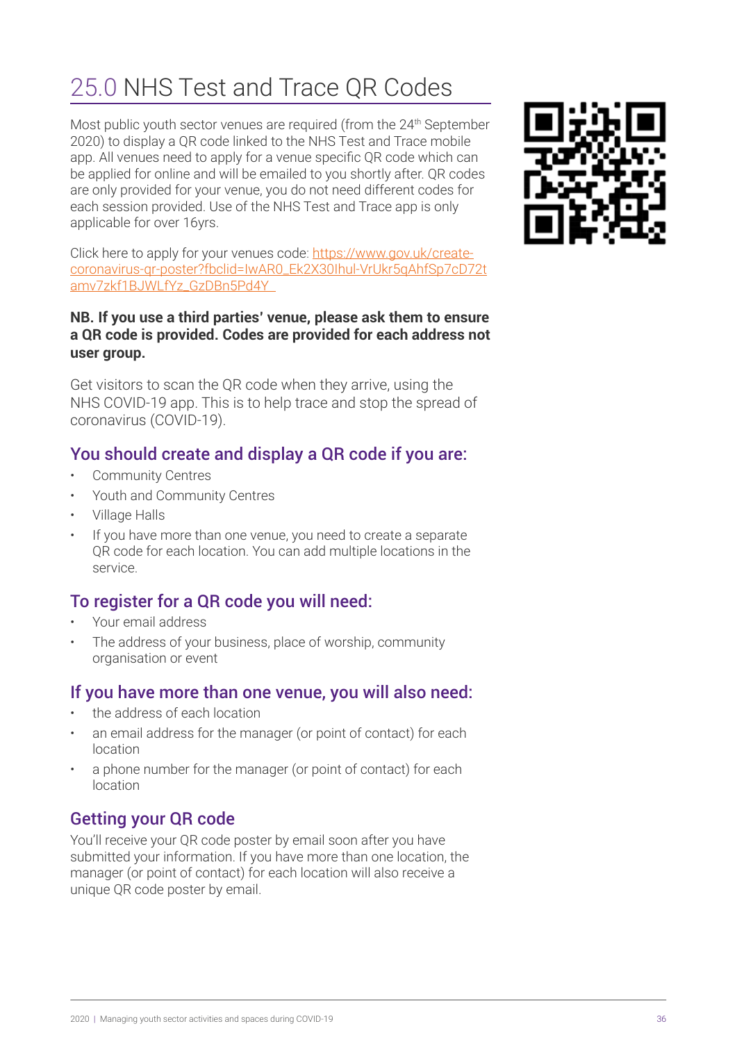# 25.0 NHS Test and Trace QR Codes

Most public youth sector venues are required (from the 24th September 2020) to display a QR code linked to the NHS Test and Trace mobile app. All venues need to apply for a venue specific QR code which can be applied for online and will be emailed to you shortly after. QR codes are only provided for your venue, you do not need different codes for each session provided. Use of the NHS Test and Trace app is only applicable for over 16yrs.

Click here to apply for your venues code: https://www.gov.uk/create-coronavirus-qr-poster?fbclid=IwAR0_Ek2X30Ihul-VrUkr5qAhfSp7cD72tamv7zkf1BJWLfYz_GzDBn5Pd4Y

**NB. If you use a third parties' venue, please ask them to ensure a QR code is provided. Codes are provided for each address not user group.**

Get visitors to scan the QR code when they arrive, using the NHS COVID-19 app. This is to help trace and stop the spread of coronavirus (COVID-19).

## You should create and display a QR code if you are:

- Community Centres
- Youth and Community Centres
- Village Halls
- If you have more than one venue, you need to create a separate QR code for each location. You can add multiple locations in the service.

## To register for a QR code you will need:

- Your email address
- The address of your business, place of worship, community organisation or event

## If you have more than one venue, you will also need:

- the address of each location
- an email address for the manager (or point of contact) for each location
- a phone number for the manager (or point of contact) for each location

## Getting your QR code

You'll receive your QR code poster by email soon after you have submitted your information. If you have more than one location, the manager (or point of contact) for each location will also receive a unique QR code poster by email.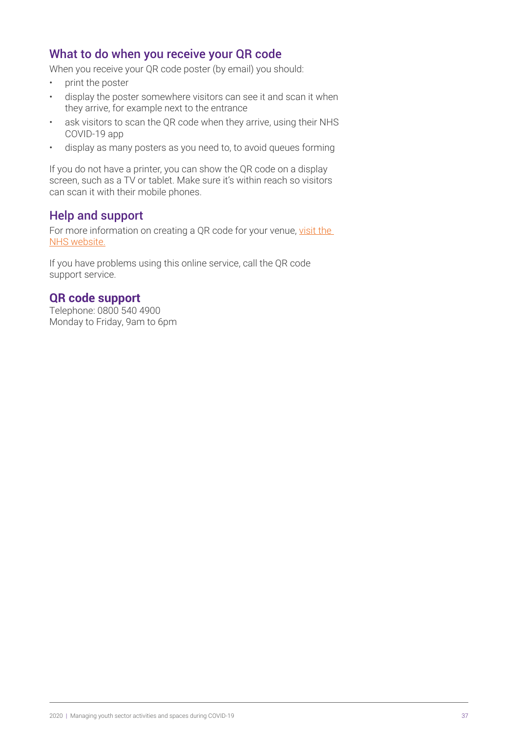## What to do when you receive your QR code

When you receive your QR code poster (by email) you should:

- print the poster
- display the poster somewhere visitors can see it and scan it when they arrive, for example next to the entrance
- ask visitors to scan the QR code when they arrive, using their NHS COVID-19 app
- display as many posters as you need to, to avoid queues forming

If you do not have a printer, you can show the QR code on a display screen, such as a TV or tablet. Make sure it's within reach so visitors can scan it with their mobile phones.

## Help and support

For more information on creating a QR code for your venue, visit the NHS website.

If you have problems using this online service, call the QR code support service.

## QR code support

Telephone: 0800 540 4900
Monday to Friday, 9am to 6pm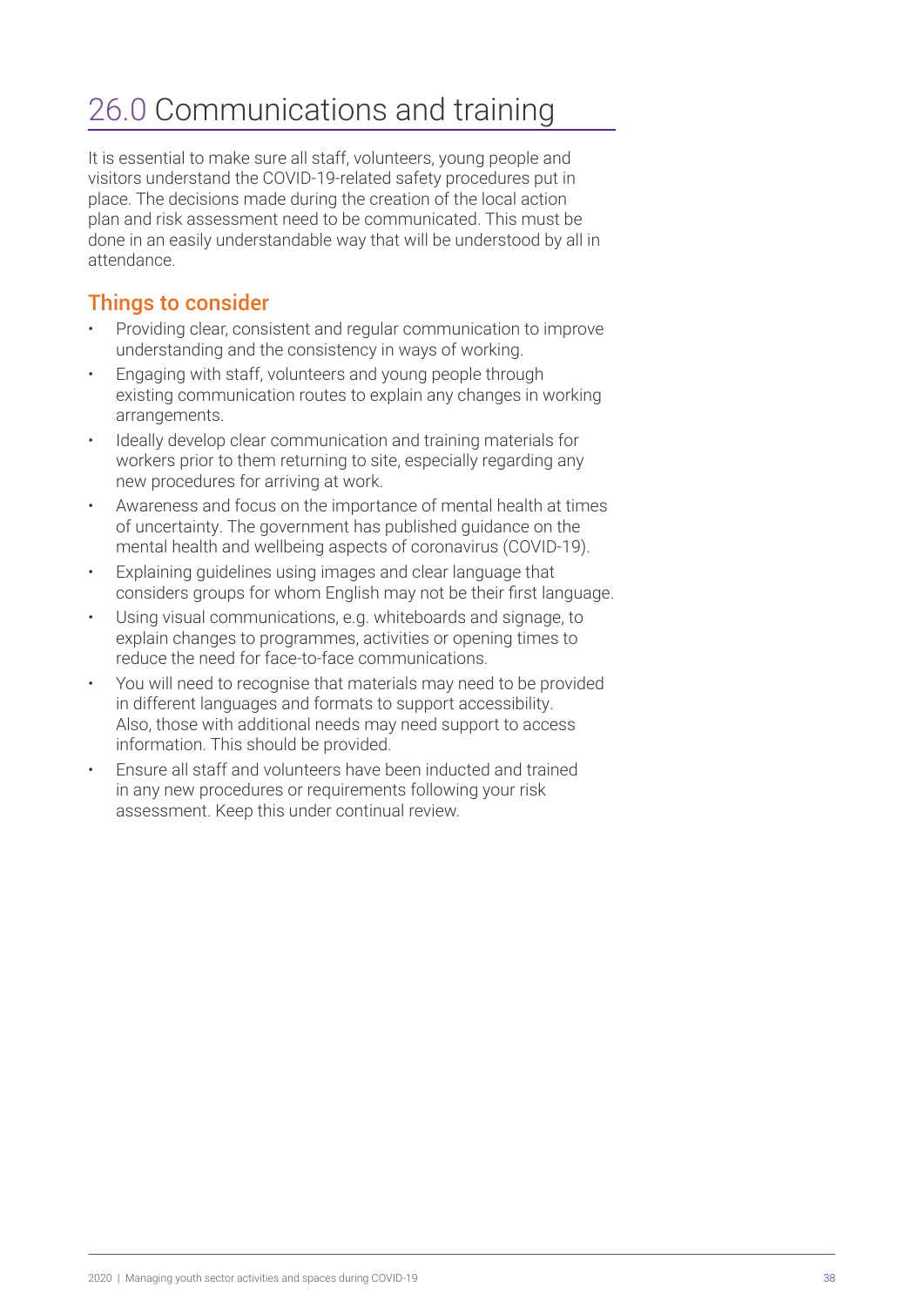# 26.0 Communications and training

It is essential to make sure all staff, volunteers, young people and visitors understand the COVID-19-related safety procedures put in place. The decisions made during the creation of the local action plan and risk assessment need to be communicated. This must be done in an easily understandable way that will be understood by all in attendance.

## Things to consider

- Providing clear, consistent and regular communication to improve understanding and the consistency in ways of working.
- Engaging with staff, volunteers and young people through existing communication routes to explain any changes in working arrangements.
- Ideally develop clear communication and training materials for workers prior to them returning to site, especially regarding any new procedures for arriving at work.
- Awareness and focus on the importance of mental health at times of uncertainty. The government has published guidance on the mental health and wellbeing aspects of coronavirus (COVID-19).
- Explaining guidelines using images and clear language that considers groups for whom English may not be their first language.
- Using visual communications, e.g. whiteboards and signage, to explain changes to programmes, activities or opening times to reduce the need for face-to-face communications.
- You will need to recognise that materials may need to be provided in different languages and formats to support accessibility. Also, those with additional needs may need support to access information. This should be provided.
- Ensure all staff and volunteers have been inducted and trained in any new procedures or requirements following your risk assessment. Keep this under continual review.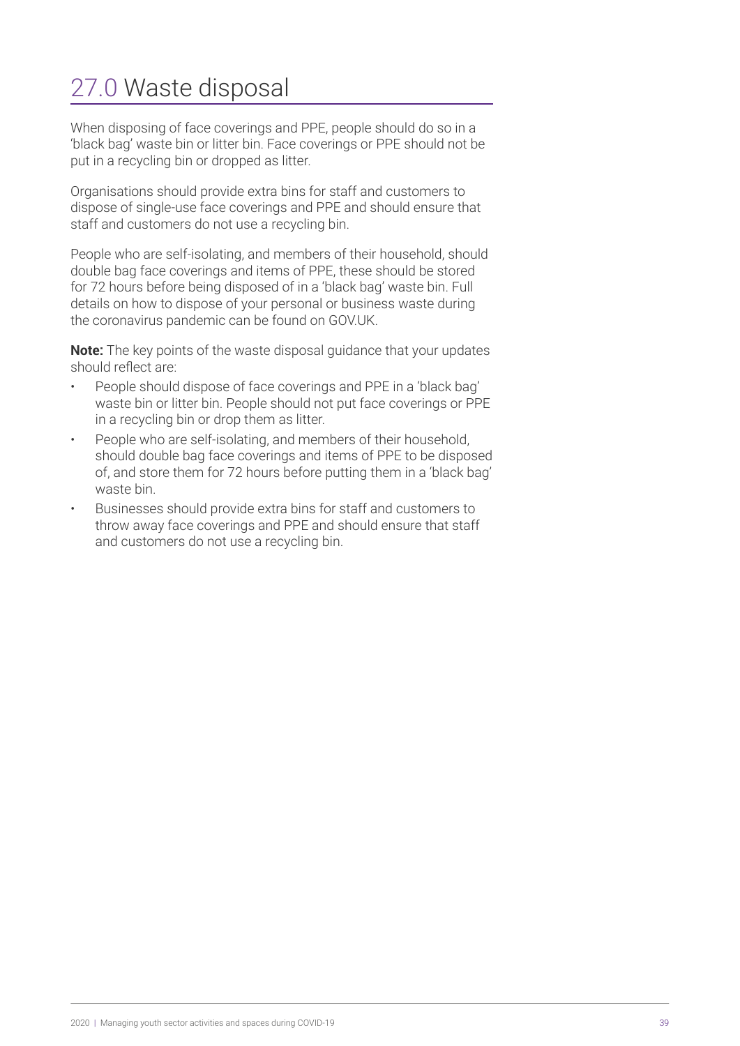# 27.0 Waste disposal

When disposing of face coverings and PPE, people should do so in a 'black bag' waste bin or litter bin. Face coverings or PPE should not be put in a recycling bin or dropped as litter.

Organisations should provide extra bins for staff and customers to dispose of single-use face coverings and PPE and should ensure that staff and customers do not use a recycling bin.

People who are self-isolating, and members of their household, should double bag face coverings and items of PPE, these should be stored for 72 hours before being disposed of in a 'black bag' waste bin. Full details on how to dispose of your personal or business waste during the coronavirus pandemic can be found on GOV.UK.

**Note:** The key points of the waste disposal guidance that your updates should reflect are:

- People should dispose of face coverings and PPE in a 'black bag' waste bin or litter bin. People should not put face coverings or PPE in a recycling bin or drop them as litter.
- People who are self-isolating, and members of their household, should double bag face coverings and items of PPE to be disposed of, and store them for 72 hours before putting them in a 'black bag' waste bin.
- Businesses should provide extra bins for staff and customers to throw away face coverings and PPE and should ensure that staff and customers do not use a recycling bin.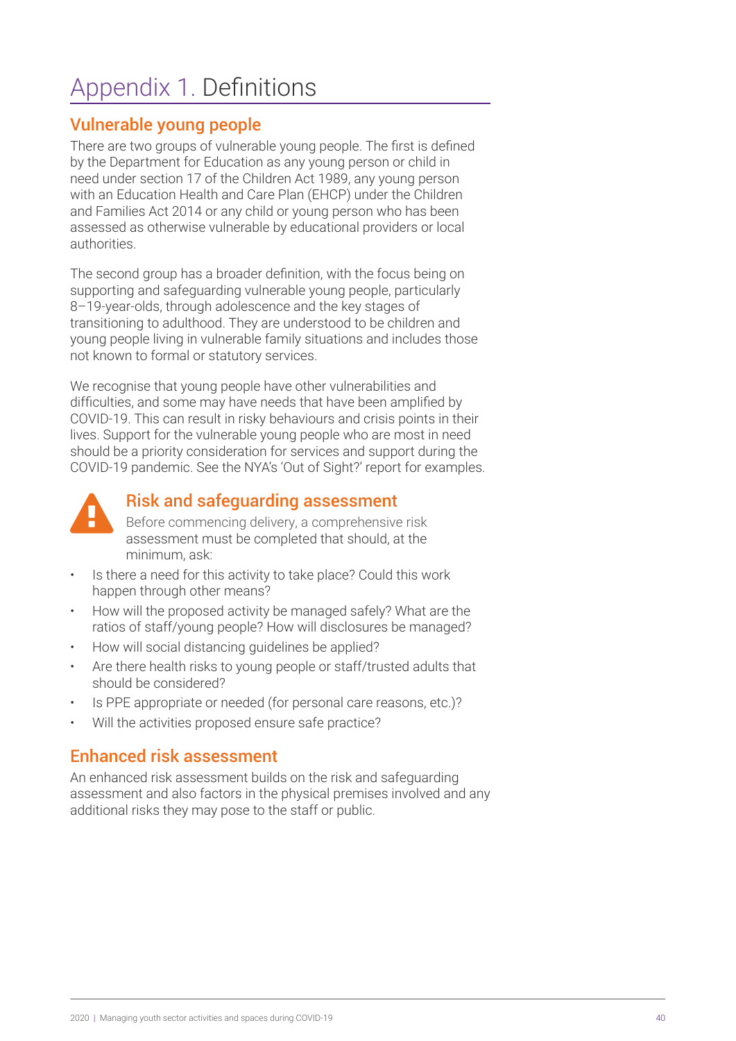# Appendix 1. Definitions

## Vulnerable young people

There are two groups of vulnerable young people. The first is defined by the Department for Education as any young person or child in need under section 17 of the Children Act 1989, any young person with an Education Health and Care Plan (EHCP) under the Children and Families Act 2014 or any child or young person who has been assessed as otherwise vulnerable by educational providers or local authorities.

The second group has a broader definition, with the focus being on supporting and safeguarding vulnerable young people, particularly 8–19-year-olds, through adolescence and the key stages of transitioning to adulthood. They are understood to be children and young people living in vulnerable family situations and includes those not known to formal or statutory services.

We recognise that young people have other vulnerabilities and difficulties, and some may have needs that have been amplified by COVID-19. This can result in risky behaviours and crisis points in their lives. Support for the vulnerable young people who are most in need should be a priority consideration for services and support during the COVID-19 pandemic. See the NYA's 'Out of Sight?' report for examples.

## Risk and safeguarding assessment

Before commencing delivery, a comprehensive risk assessment must be completed that should, at the minimum, ask:

- Is there a need for this activity to take place? Could this work happen through other means?
- How will the proposed activity be managed safely? What are the ratios of staff/young people? How will disclosures be managed?
- How will social distancing guidelines be applied?
- Are there health risks to young people or staff/trusted adults that should be considered?
- Is PPE appropriate or needed (for personal care reasons, etc.)?
- Will the activities proposed ensure safe practice?

## Enhanced risk assessment

An enhanced risk assessment builds on the risk and safeguarding assessment and also factors in the physical premises involved and any additional risks they may pose to the staff or public.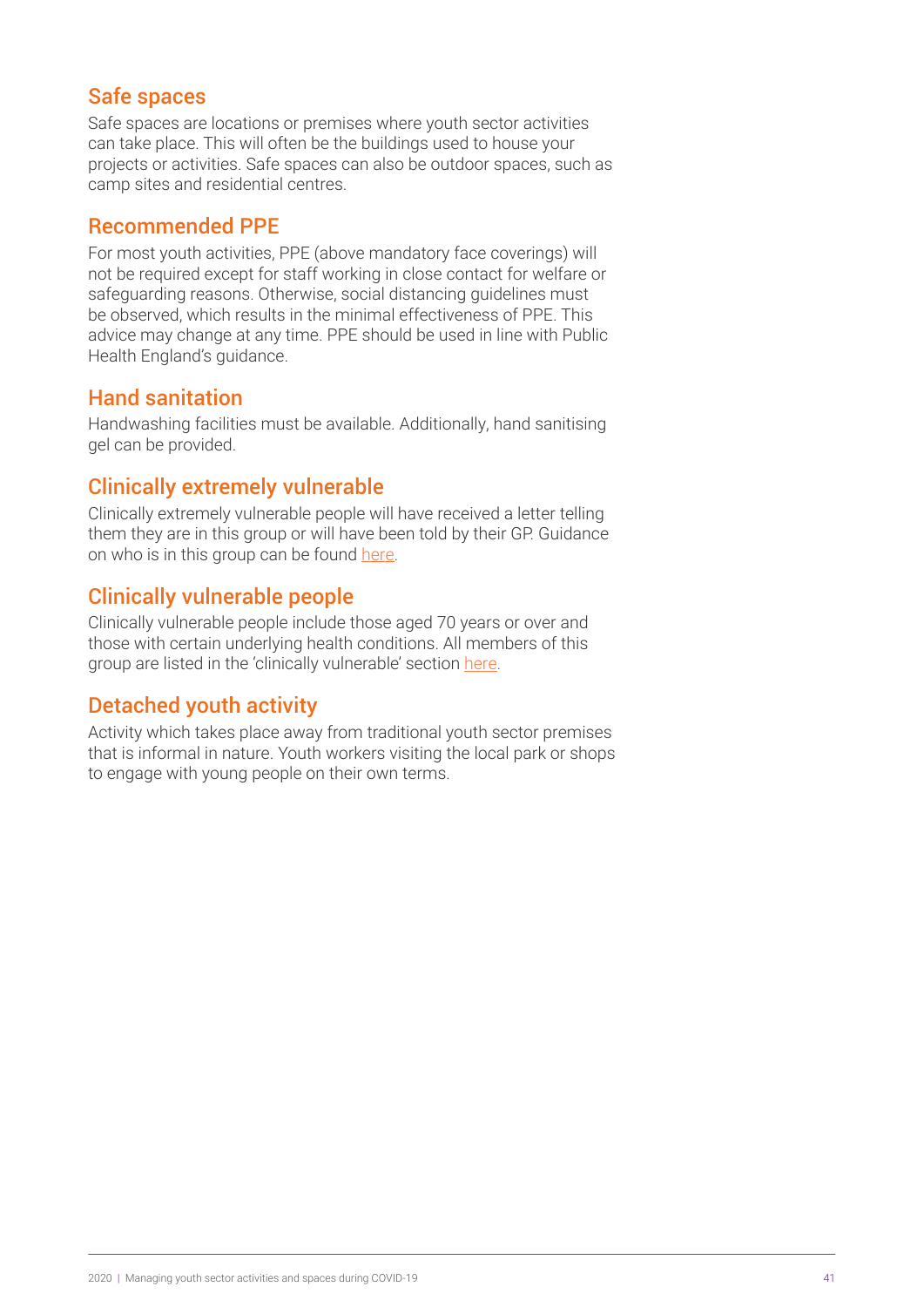## Safe spaces

Safe spaces are locations or premises where youth sector activities can take place. This will often be the buildings used to house your projects or activities. Safe spaces can also be outdoor spaces, such as camp sites and residential centres.

## Recommended PPE

For most youth activities, PPE (above mandatory face coverings) will not be required except for staff working in close contact for welfare or safeguarding reasons. Otherwise, social distancing guidelines must be observed, which results in the minimal effectiveness of PPE. This advice may change at any time. PPE should be used in line with Public Health England's guidance.

## Hand sanitation

Handwashing facilities must be available. Additionally, hand sanitising gel can be provided.

## Clinically extremely vulnerable

Clinically extremely vulnerable people will have received a letter telling them they are in this group or will have been told by their GP. Guidance on who is in this group can be found here.

## Clinically vulnerable people

Clinically vulnerable people include those aged 70 years or over and those with certain underlying health conditions. All members of this group are listed in the 'clinically vulnerable' section here.

## Detached youth activity

Activity which takes place away from traditional youth sector premises that is informal in nature. Youth workers visiting the local park or shops to engage with young people on their own terms.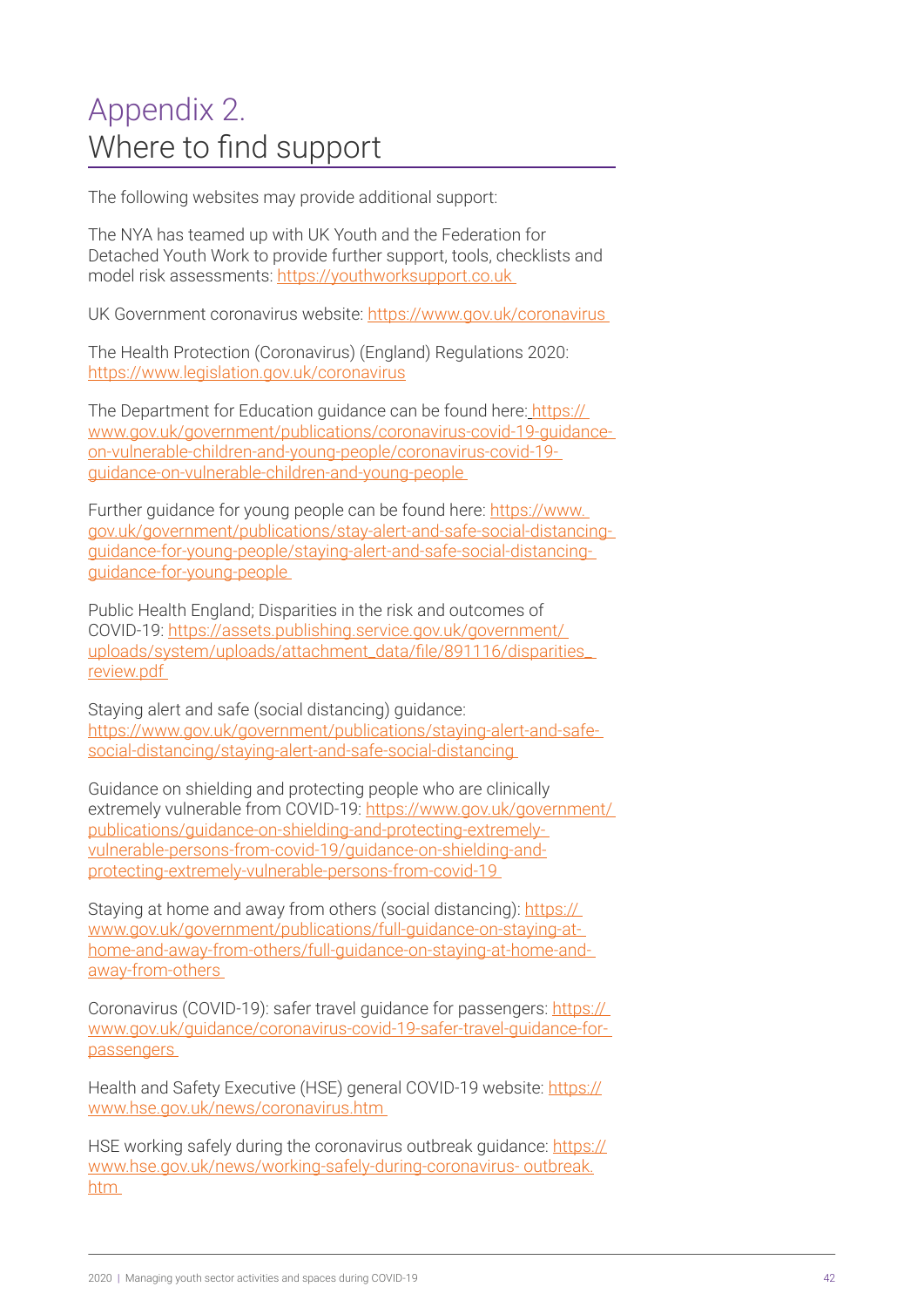# Appendix 2. Where to find support

The following websites may provide additional support:

The NYA has teamed up with UK Youth and the Federation for Detached Youth Work to provide further support, tools, checklists and model risk assessments: https://youthworksupport.co.uk

UK Government coronavirus website: https://www.gov.uk/coronavirus

The Health Protection (Coronavirus) (England) Regulations 2020: https://www.legislation.gov.uk/coronavirus

The Department for Education guidance can be found here: https://www.gov.uk/government/publications/coronavirus-covid-19-guidance-on-vulnerable-children-and-young-people/coronavirus-covid-19-guidance-on-vulnerable-children-and-young-people

Further guidance for young people can be found here: https://www.gov.uk/government/publications/stay-alert-and-safe-social-distancing-guidance-for-young-people/staying-alert-and-safe-social-distancing-guidance-for-young-people

Public Health England; Disparities in the risk and outcomes of COVID-19: https://assets.publishing.service.gov.uk/government/uploads/system/uploads/attachment_data/file/891116/disparities_review.pdf

Staying alert and safe (social distancing) guidance: https://www.gov.uk/government/publications/staying-alert-and-safe-social-distancing/staying-alert-and-safe-social-distancing

Guidance on shielding and protecting people who are clinically extremely vulnerable from COVID-19: https://www.gov.uk/government/publications/guidance-on-shielding-and-protecting-extremely-vulnerable-persons-from-covid-19/guidance-on-shielding-and-protecting-extremely-vulnerable-persons-from-covid-19

Staying at home and away from others (social distancing): https://www.gov.uk/government/publications/full-guidance-on-staying-at-home-and-away-from-others/full-guidance-on-staying-at-home-and-away-from-others

Coronavirus (COVID-19): safer travel guidance for passengers: https://www.gov.uk/guidance/coronavirus-covid-19-safer-travel-guidance-for-passengers

Health and Safety Executive (HSE) general COVID-19 website: https://www.hse.gov.uk/news/coronavirus.htm

HSE working safely during the coronavirus outbreak guidance: https://www.hse.gov.uk/news/working-safely-during-coronavirus-outbreak.htm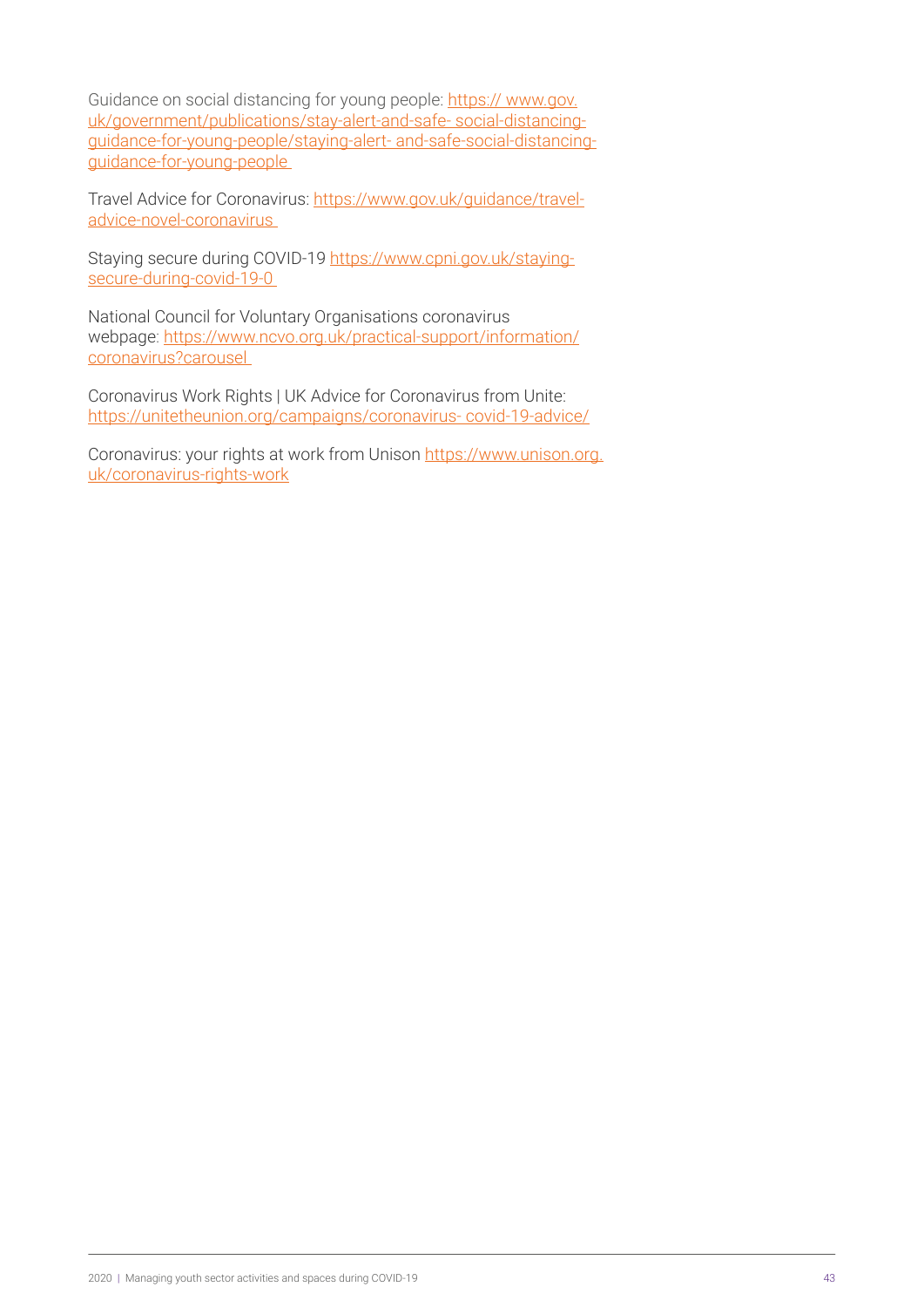Guidance on social distancing for young people: https:// www.gov.uk/government/publications/stay-alert-and-safe- social-distancing-guidance-for-young-people/staying-alert- and-safe-social-distancing-guidance-for-young-people

Travel Advice for Coronavirus: https://www.gov.uk/guidance/travel-advice-novel-coronavirus

Staying secure during COVID-19 https://www.cpni.gov.uk/staying-secure-during-covid-19-0

National Council for Voluntary Organisations coronavirus webpage: https://www.ncvo.org.uk/practical-support/information/coronavirus?carousel

Coronavirus Work Rights | UK Advice for Coronavirus from Unite: https://unitetheunion.org/campaigns/coronavirus- covid-19-advice/

Coronavirus: your rights at work from Unison https://www.unison.org.uk/coronavirus-rights-work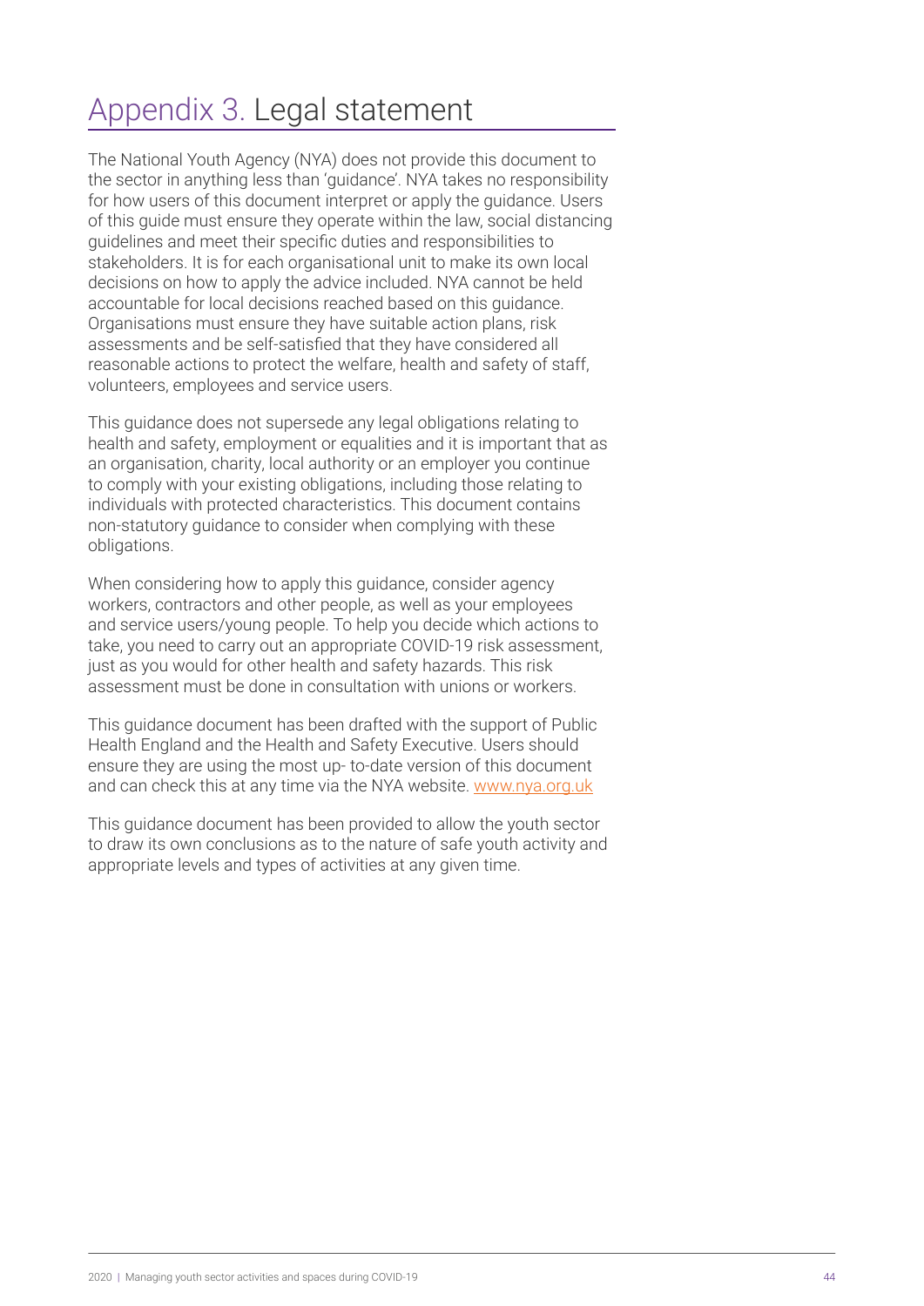# Appendix 3. Legal statement

The National Youth Agency (NYA) does not provide this document to the sector in anything less than 'guidance'. NYA takes no responsibility for how users of this document interpret or apply the guidance. Users of this guide must ensure they operate within the law, social distancing guidelines and meet their specific duties and responsibilities to stakeholders. It is for each organisational unit to make its own local decisions on how to apply the advice included. NYA cannot be held accountable for local decisions reached based on this guidance. Organisations must ensure they have suitable action plans, risk assessments and be self-satisfied that they have considered all reasonable actions to protect the welfare, health and safety of staff, volunteers, employees and service users.

This guidance does not supersede any legal obligations relating to health and safety, employment or equalities and it is important that as an organisation, charity, local authority or an employer you continue to comply with your existing obligations, including those relating to individuals with protected characteristics. This document contains non-statutory guidance to consider when complying with these obligations.

When considering how to apply this guidance, consider agency workers, contractors and other people, as well as your employees and service users/young people. To help you decide which actions to take, you need to carry out an appropriate COVID-19 risk assessment, just as you would for other health and safety hazards. This risk assessment must be done in consultation with unions or workers.

This guidance document has been drafted with the support of Public Health England and the Health and Safety Executive. Users should ensure they are using the most up- to-date version of this document and can check this at any time via the NYA website. www.nya.org.uk

This guidance document has been provided to allow the youth sector to draw its own conclusions as to the nature of safe youth activity and appropriate levels and types of activities at any given time.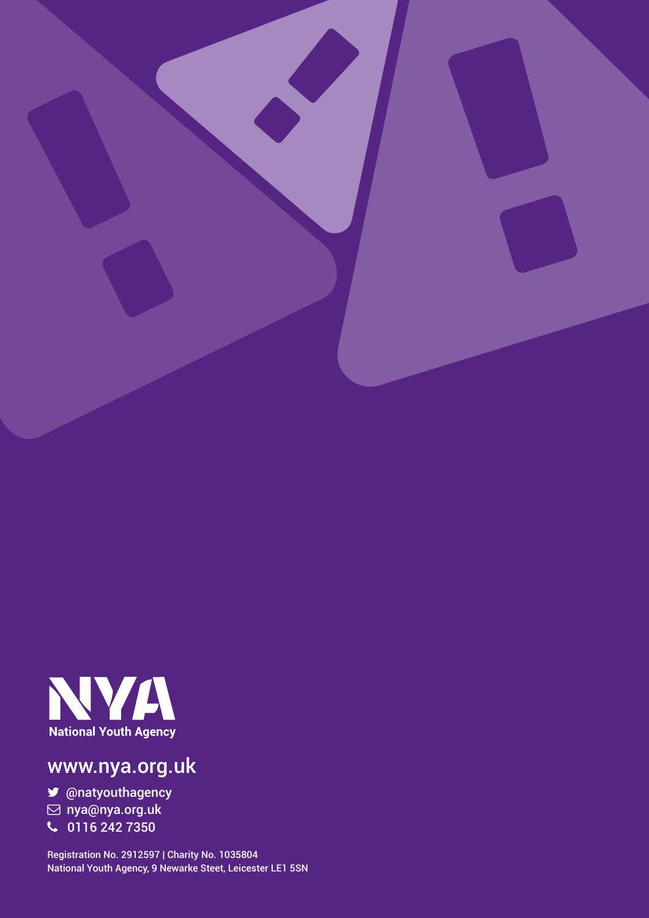NYA

National Youth Agency

www.nya.org.uk

@natyouthagency

nya@nya.org.uk

0116 242 7350

Registration No. 2912597 | Charity No. 1035804

National Youth Agency, 9 Newarke Steet, Leicester LE1 5SN